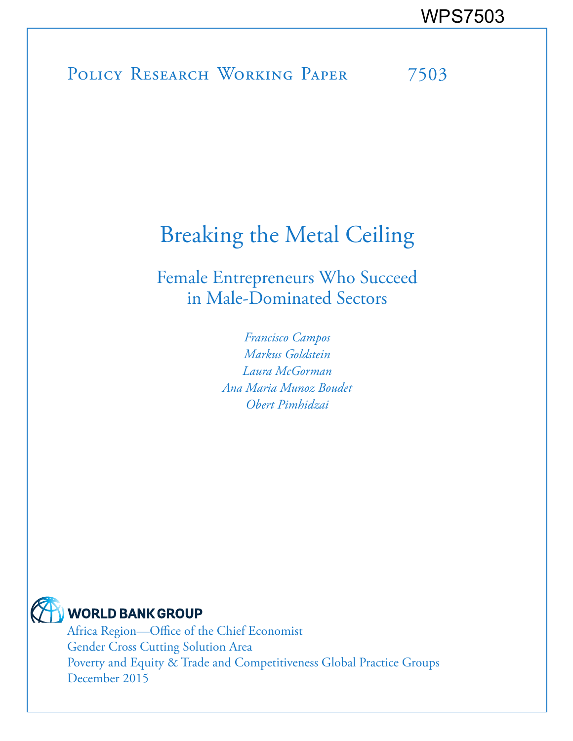WPS7503

Policy Research Working Paper 7503

# Breaking the Metal Ceiling

## Female Entrepreneurs Who Succeed in Male-Dominated Sectors

*Francisco Campos*
*Markus Goldstein*
*Laura McGorman*
*Ana Maria Munoz Boudet*
*Obert Pimhidzai*

WORLD BANK GROUP

Africa Region—Office of the Chief Economist
Gender Cross Cutting Solution Area
Poverty and Equity & Trade and Competitiveness Global Practice Groups
December 2015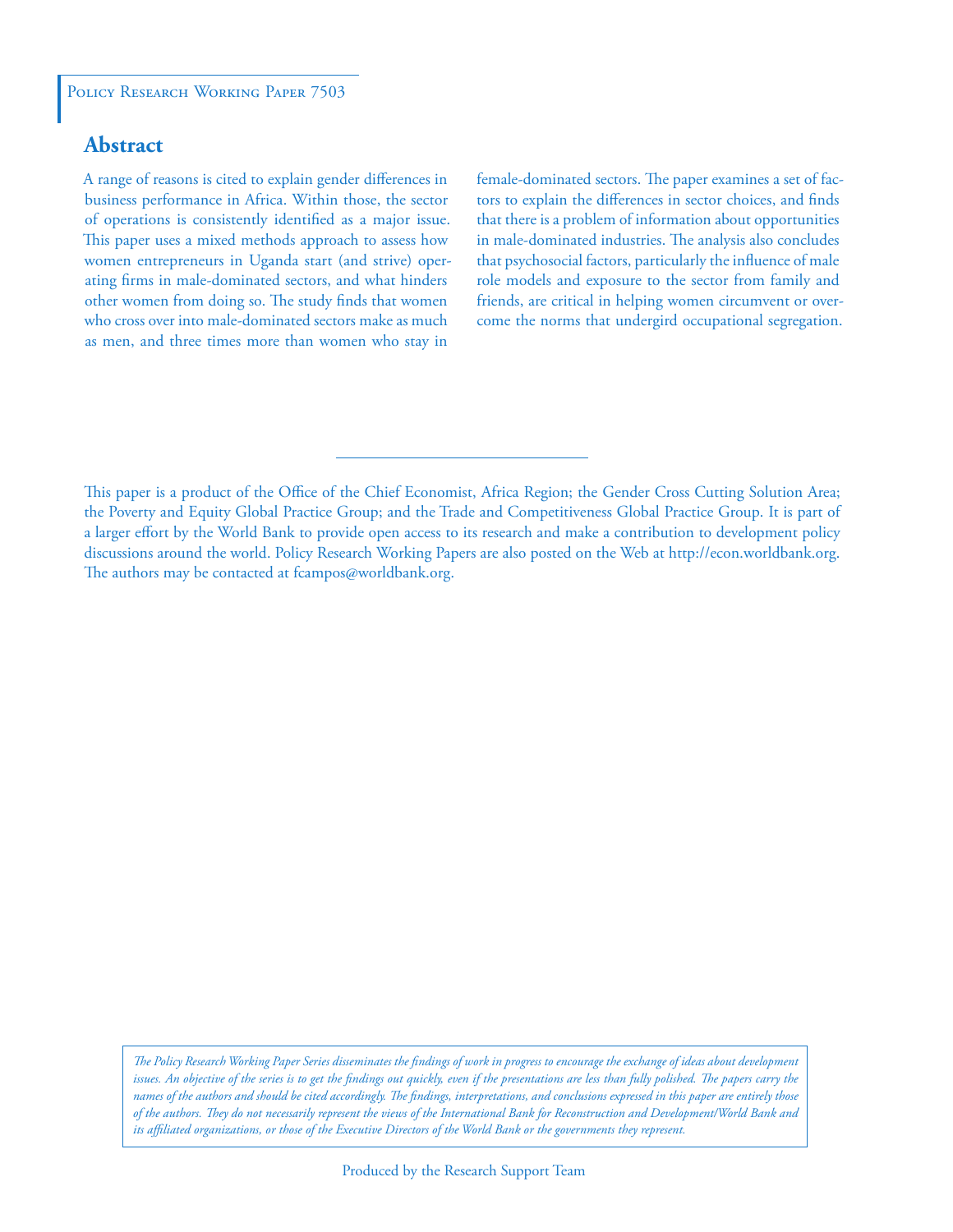Policy Research Working Paper 7503

## Abstract

A range of reasons is cited to explain gender differences in business performance in Africa. Within those, the sector of operations is consistently identified as a major issue. This paper uses a mixed methods approach to assess how women entrepreneurs in Uganda start (and strive) operating firms in male-dominated sectors, and what hinders other women from doing so. The study finds that women who cross over into male-dominated sectors make as much as men, and three times more than women who stay in female-dominated sectors. The paper examines a set of factors to explain the differences in sector choices, and finds that there is a problem of information about opportunities in male-dominated industries. The analysis also concludes that psychosocial factors, particularly the influence of male role models and exposure to the sector from family and friends, are critical in helping women circumvent or overcome the norms that undergird occupational segregation.

This paper is a product of the Office of the Chief Economist, Africa Region; the Gender Cross Cutting Solution Area; the Poverty and Equity Global Practice Group; and the Trade and Competitiveness Global Practice Group. It is part of a larger effort by the World Bank to provide open access to its research and make a contribution to development policy discussions around the world. Policy Research Working Papers are also posted on the Web at http://econ.worldbank.org. The authors may be contacted at fcampos@worldbank.org.

*The Policy Research Working Paper Series disseminates the findings of work in progress to encourage the exchange of ideas about development issues. An objective of the series is to get the findings out quickly, even if the presentations are less than fully polished. The papers carry the names of the authors and should be cited accordingly. The findings, interpretations, and conclusions expressed in this paper are entirely those of the authors. They do not necessarily represent the views of the International Bank for Reconstruction and Development/World Bank and its affiliated organizations, or those of the Executive Directors of the World Bank or the governments they represent.*

Produced by the Research Support Team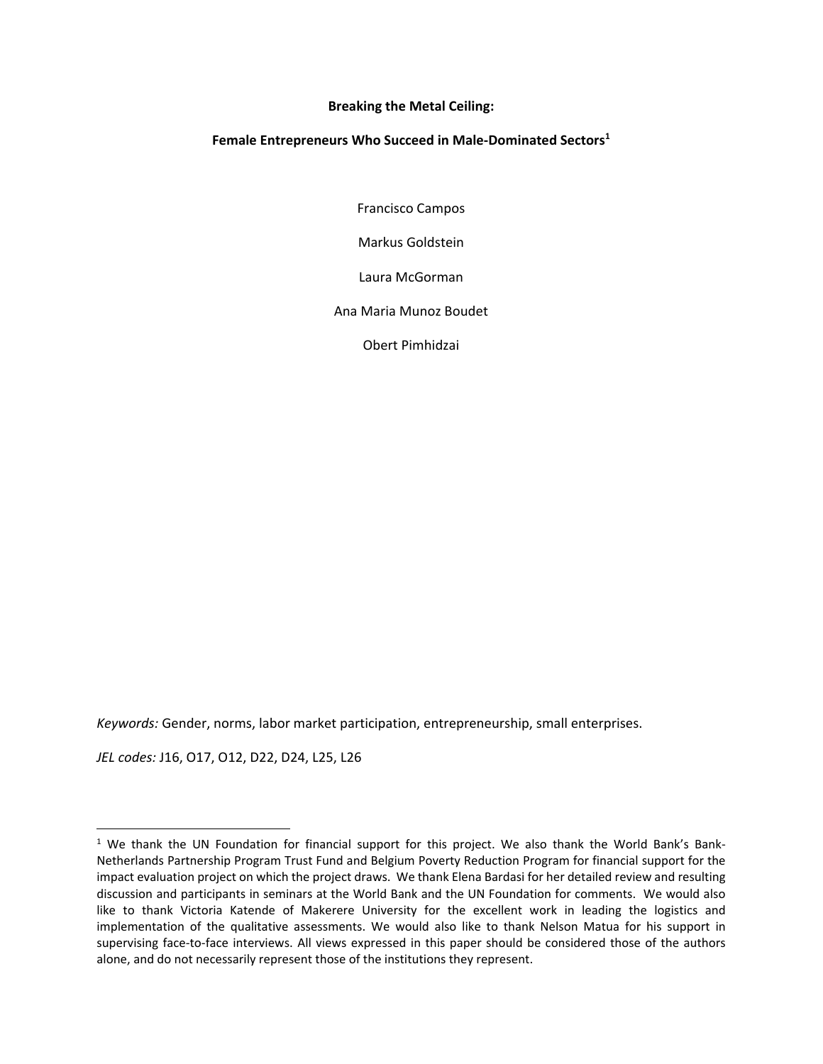**Breaking the Metal Ceiling:**

**Female Entrepreneurs Who Succeed in Male-Dominated Sectors[1]**

Francisco Campos

Markus Goldstein

Laura McGorman

Ana Maria Munoz Boudet

Obert Pimhidzai

*Keywords:* Gender, norms, labor market participation, entrepreneurship, small enterprises.

*JEL codes:* J16, O17, O12, D22, D24, L25, L26

[1] We thank the UN Foundation for financial support for this project. We also thank the World Bank's Bank-Netherlands Partnership Program Trust Fund and Belgium Poverty Reduction Program for financial support for the impact evaluation project on which the project draws. We thank Elena Bardasi for her detailed review and resulting discussion and participants in seminars at the World Bank and the UN Foundation for comments. We would also like to thank Victoria Katende of Makerere University for the excellent work in leading the logistics and implementation of the qualitative assessments. We would also like to thank Nelson Matua for his support in supervising face-to-face interviews. All views expressed in this paper should be considered those of the authors alone, and do not necessarily represent those of the institutions they represent.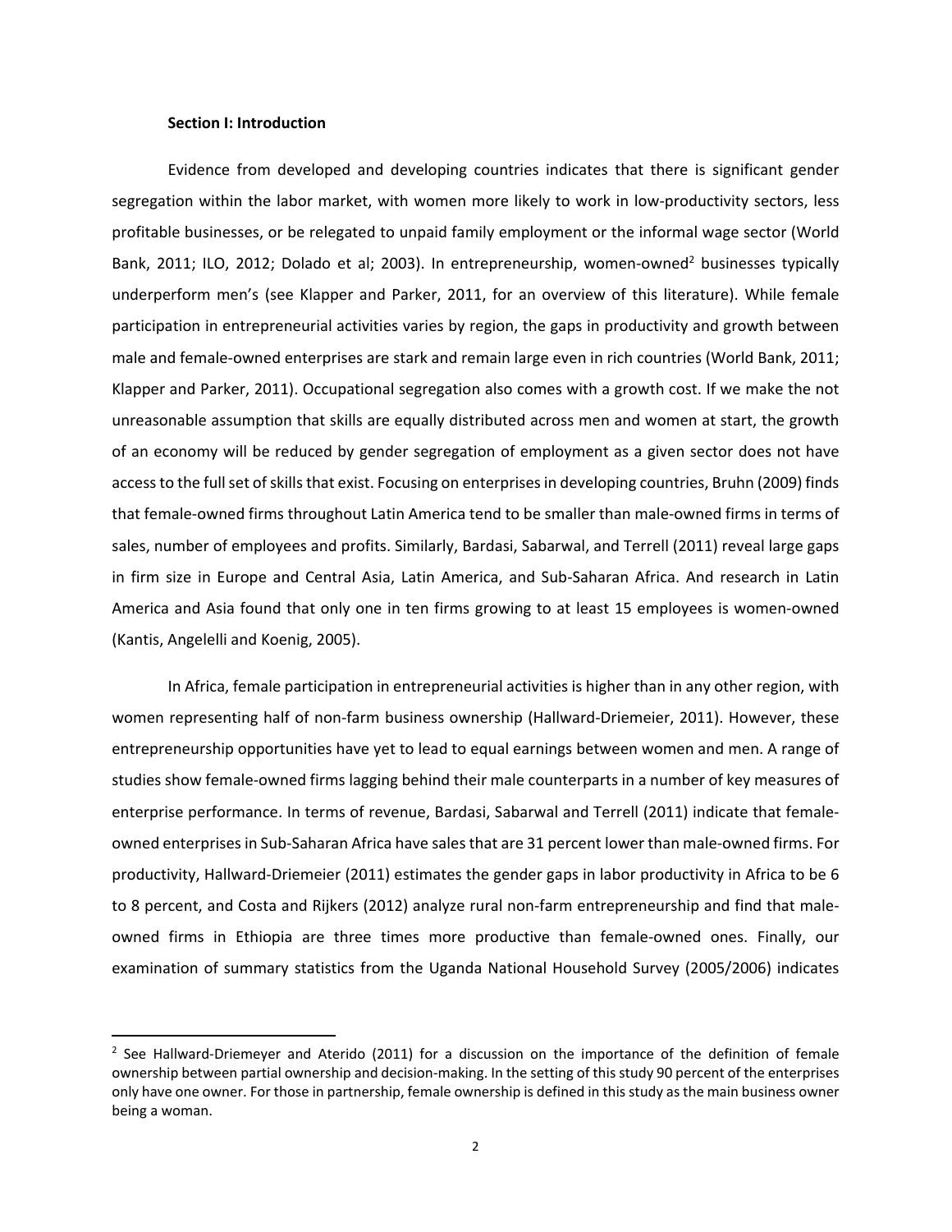### Section I: Introduction

Evidence from developed and developing countries indicates that there is significant gender segregation within the labor market, with women more likely to work in low-productivity sectors, less profitable businesses, or be relegated to unpaid family employment or the informal wage sector (World Bank, 2011; ILO, 2012; Dolado et al; 2003). In entrepreneurship, women-owned[2] businesses typically underperform men's (see Klapper and Parker, 2011, for an overview of this literature). While female participation in entrepreneurial activities varies by region, the gaps in productivity and growth between male and female-owned enterprises are stark and remain large even in rich countries (World Bank, 2011; Klapper and Parker, 2011). Occupational segregation also comes with a growth cost. If we make the not unreasonable assumption that skills are equally distributed across men and women at start, the growth of an economy will be reduced by gender segregation of employment as a given sector does not have access to the full set of skills that exist. Focusing on enterprises in developing countries, Bruhn (2009) finds that female-owned firms throughout Latin America tend to be smaller than male-owned firms in terms of sales, number of employees and profits. Similarly, Bardasi, Sabarwal, and Terrell (2011) reveal large gaps in firm size in Europe and Central Asia, Latin America, and Sub-Saharan Africa. And research in Latin America and Asia found that only one in ten firms growing to at least 15 employees is women-owned (Kantis, Angelelli and Koenig, 2005).

In Africa, female participation in entrepreneurial activities is higher than in any other region, with women representing half of non-farm business ownership (Hallward-Driemeier, 2011). However, these entrepreneurship opportunities have yet to lead to equal earnings between women and men. A range of studies show female-owned firms lagging behind their male counterparts in a number of key measures of enterprise performance. In terms of revenue, Bardasi, Sabarwal and Terrell (2011) indicate that female-owned enterprises in Sub-Saharan Africa have sales that are 31 percent lower than male-owned firms. For productivity, Hallward-Driemeier (2011) estimates the gender gaps in labor productivity in Africa to be 6 to 8 percent, and Costa and Rijkers (2012) analyze rural non-farm entrepreneurship and find that male-owned firms in Ethiopia are three times more productive than female-owned ones. Finally, our examination of summary statistics from the Uganda National Household Survey (2005/2006) indicates

[2] See Hallward-Driemeyer and Aterido (2011) for a discussion on the importance of the definition of female ownership between partial ownership and decision-making. In the setting of this study 90 percent of the enterprises only have one owner. For those in partnership, female ownership is defined in this study as the main business owner being a woman.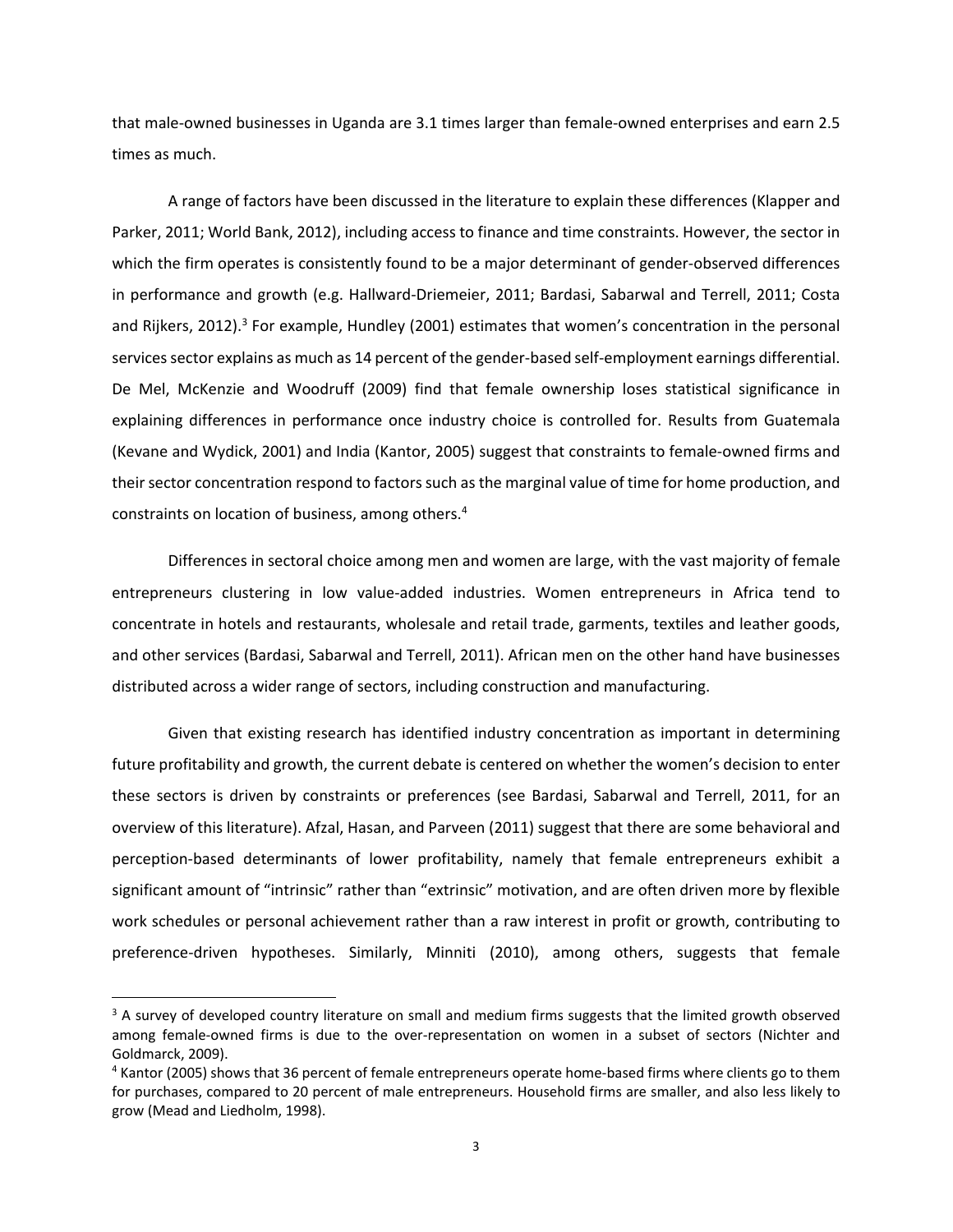that male-owned businesses in Uganda are 3.1 times larger than female-owned enterprises and earn 2.5 times as much.

A range of factors have been discussed in the literature to explain these differences (Klapper and Parker, 2011; World Bank, 2012), including access to finance and time constraints. However, the sector in which the firm operates is consistently found to be a major determinant of gender-observed differences in performance and growth (e.g. Hallward-Driemeier, 2011; Bardasi, Sabarwal and Terrell, 2011; Costa and Rijkers, 2012).[3] For example, Hundley (2001) estimates that women's concentration in the personal services sector explains as much as 14 percent of the gender-based self-employment earnings differential. De Mel, McKenzie and Woodruff (2009) find that female ownership loses statistical significance in explaining differences in performance once industry choice is controlled for. Results from Guatemala (Kevane and Wydick, 2001) and India (Kantor, 2005) suggest that constraints to female-owned firms and their sector concentration respond to factors such as the marginal value of time for home production, and constraints on location of business, among others.[4]

Differences in sectoral choice among men and women are large, with the vast majority of female entrepreneurs clustering in low value-added industries. Women entrepreneurs in Africa tend to concentrate in hotels and restaurants, wholesale and retail trade, garments, textiles and leather goods, and other services (Bardasi, Sabarwal and Terrell, 2011). African men on the other hand have businesses distributed across a wider range of sectors, including construction and manufacturing.

Given that existing research has identified industry concentration as important in determining future profitability and growth, the current debate is centered on whether the women's decision to enter these sectors is driven by constraints or preferences (see Bardasi, Sabarwal and Terrell, 2011, for an overview of this literature). Afzal, Hasan, and Parveen (2011) suggest that there are some behavioral and perception-based determinants of lower profitability, namely that female entrepreneurs exhibit a significant amount of "intrinsic" rather than "extrinsic" motivation, and are often driven more by flexible work schedules or personal achievement rather than a raw interest in profit or growth, contributing to preference-driven hypotheses. Similarly, Minniti (2010), among others, suggests that female

[3] A survey of developed country literature on small and medium firms suggests that the limited growth observed among female-owned firms is due to the over-representation on women in a subset of sectors (Nichter and Goldmarck, 2009).

[4] Kantor (2005) shows that 36 percent of female entrepreneurs operate home-based firms where clients go to them for purchases, compared to 20 percent of male entrepreneurs. Household firms are smaller, and also less likely to grow (Mead and Liedholm, 1998).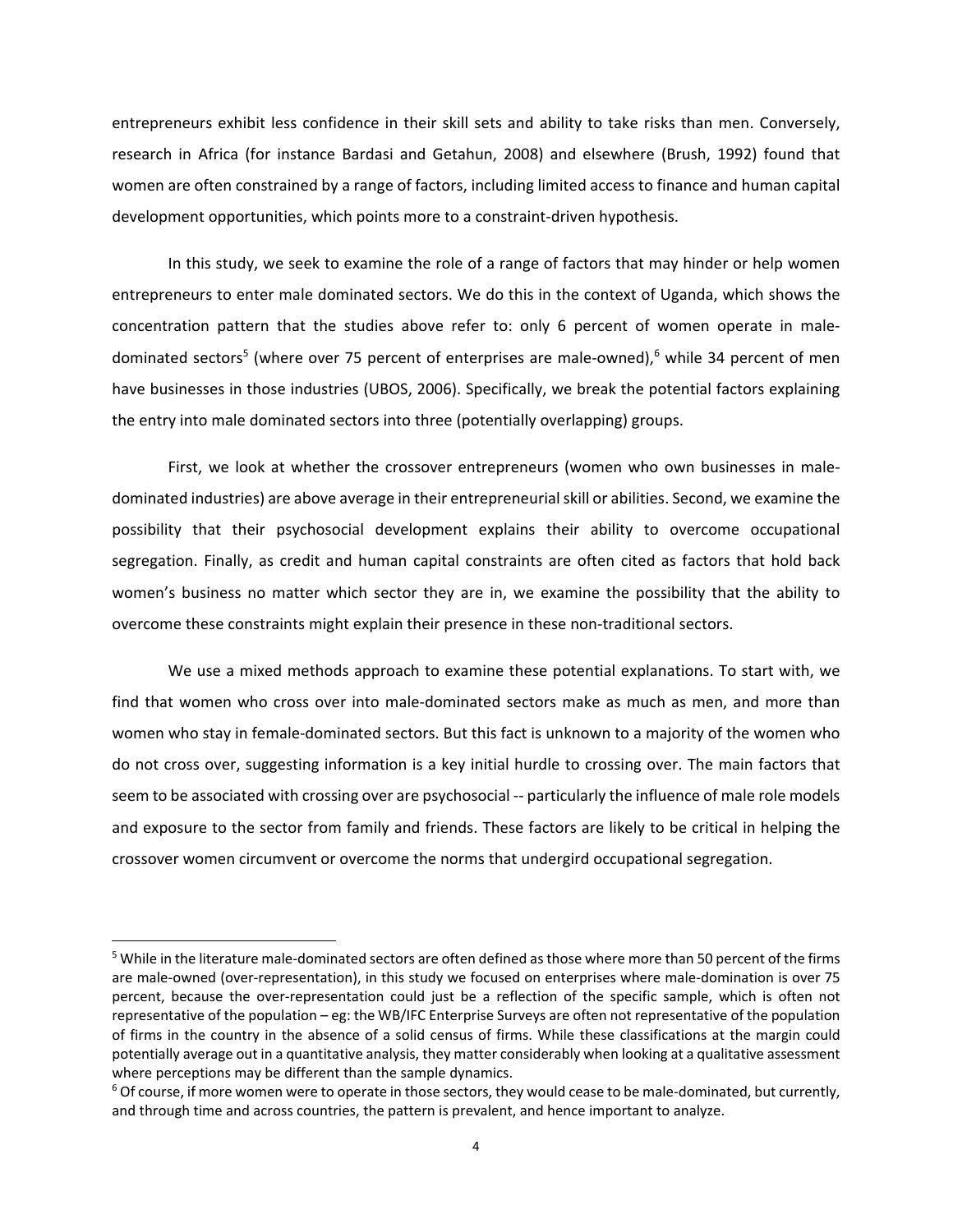entrepreneurs exhibit less confidence in their skill sets and ability to take risks than men. Conversely, research in Africa (for instance Bardasi and Getahun, 2008) and elsewhere (Brush, 1992) found that women are often constrained by a range of factors, including limited access to finance and human capital development opportunities, which points more to a constraint-driven hypothesis.

In this study, we seek to examine the role of a range of factors that may hinder or help women entrepreneurs to enter male dominated sectors. We do this in the context of Uganda, which shows the concentration pattern that the studies above refer to: only 6 percent of women operate in male-dominated sectors[5] (where over 75 percent of enterprises are male-owned),[6] while 34 percent of men have businesses in those industries (UBOS, 2006). Specifically, we break the potential factors explaining the entry into male dominated sectors into three (potentially overlapping) groups.

First, we look at whether the crossover entrepreneurs (women who own businesses in male-dominated industries) are above average in their entrepreneurial skill or abilities. Second, we examine the possibility that their psychosocial development explains their ability to overcome occupational segregation. Finally, as credit and human capital constraints are often cited as factors that hold back women's business no matter which sector they are in, we examine the possibility that the ability to overcome these constraints might explain their presence in these non-traditional sectors.

We use a mixed methods approach to examine these potential explanations. To start with, we find that women who cross over into male-dominated sectors make as much as men, and more than women who stay in female-dominated sectors. But this fact is unknown to a majority of the women who do not cross over, suggesting information is a key initial hurdle to crossing over. The main factors that seem to be associated with crossing over are psychosocial -- particularly the influence of male role models and exposure to the sector from family and friends. These factors are likely to be critical in helping the crossover women circumvent or overcome the norms that undergird occupational segregation.

---

[5] While in the literature male-dominated sectors are often defined as those where more than 50 percent of the firms are male-owned (over-representation), in this study we focused on enterprises where male-domination is over 75 percent, because the over-representation could just be a reflection of the specific sample, which is often not representative of the population – eg: the WB/IFC Enterprise Surveys are often not representative of the population of firms in the country in the absence of a solid census of firms. While these classifications at the margin could potentially average out in a quantitative analysis, they matter considerably when looking at a qualitative assessment where perceptions may be different than the sample dynamics.

[6] Of course, if more women were to operate in those sectors, they would cease to be male-dominated, but currently, and through time and across countries, the pattern is prevalent, and hence important to analyze.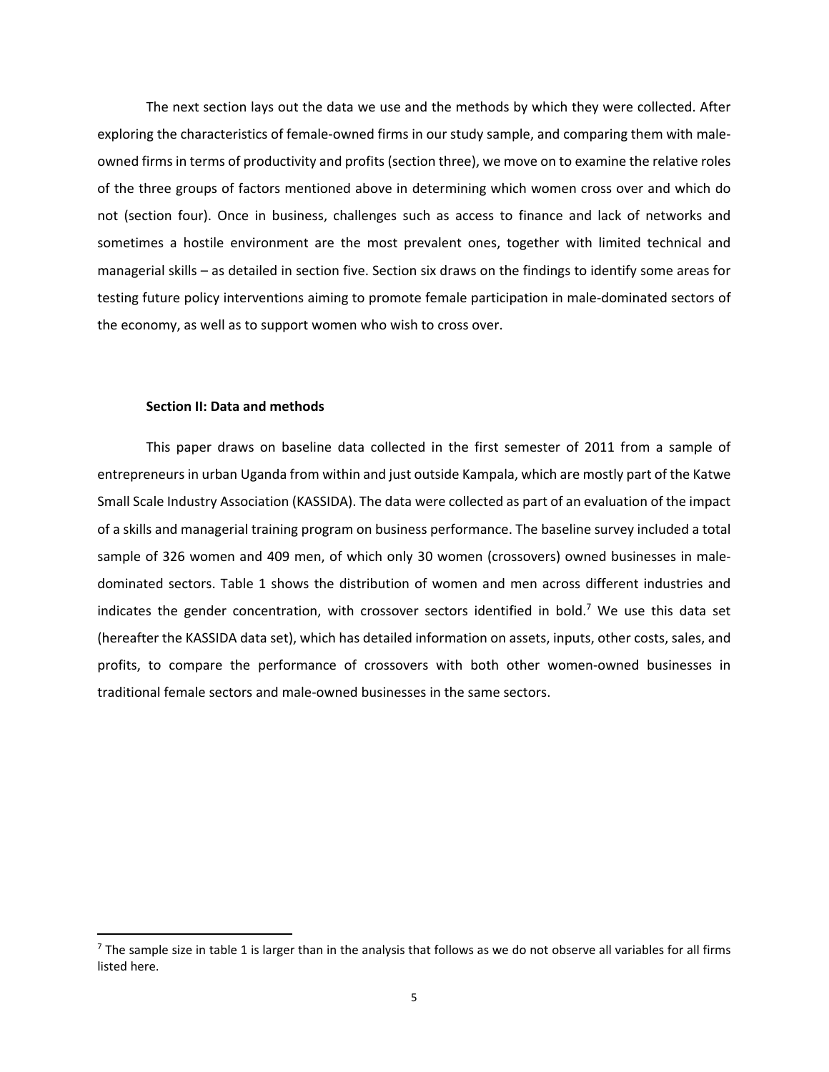The next section lays out the data we use and the methods by which they were collected. After exploring the characteristics of female-owned firms in our study sample, and comparing them with male-owned firms in terms of productivity and profits (section three), we move on to examine the relative roles of the three groups of factors mentioned above in determining which women cross over and which do not (section four). Once in business, challenges such as access to finance and lack of networks and sometimes a hostile environment are the most prevalent ones, together with limited technical and managerial skills – as detailed in section five. Section six draws on the findings to identify some areas for testing future policy interventions aiming to promote female participation in male-dominated sectors of the economy, as well as to support women who wish to cross over.

**Section II: Data and methods**

This paper draws on baseline data collected in the first semester of 2011 from a sample of entrepreneurs in urban Uganda from within and just outside Kampala, which are mostly part of the Katwe Small Scale Industry Association (KASSIDA). The data were collected as part of an evaluation of the impact of a skills and managerial training program on business performance. The baseline survey included a total sample of 326 women and 409 men, of which only 30 women (crossovers) owned businesses in male-dominated sectors. Table 1 shows the distribution of women and men across different industries and indicates the gender concentration, with crossover sectors identified in bold.[7] We use this data set (hereafter the KASSIDA data set), which has detailed information on assets, inputs, other costs, sales, and profits, to compare the performance of crossovers with both other women-owned businesses in traditional female sectors and male-owned businesses in the same sectors.

---

[7] The sample size in table 1 is larger than in the analysis that follows as we do not observe all variables for all firms listed here.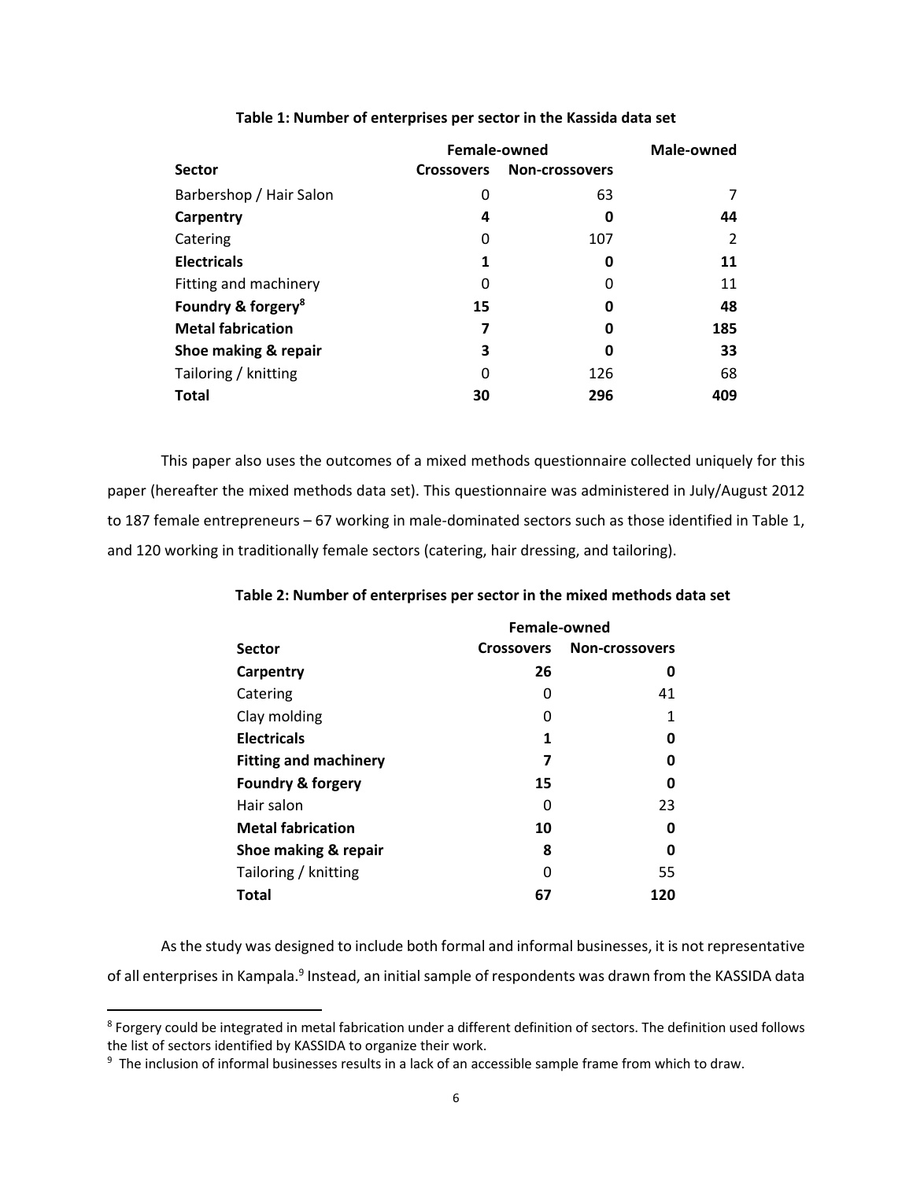**Table 1: Number of enterprises per sector in the Kassida data set**

| | Female-owned | | Male-owned |
|---|---|---|---|
| **Sector** | **Crossovers** | **Non-crossovers** | |
| Barbershop / Hair Salon | 0 | 63 | 7 |
| **Carpentry** | **4** | **0** | **44** |
| Catering | 0 | 107 | 2 |
| **Electricals** | **1** | **0** | **11** |
| Fitting and machinery | 0 | 0 | 11 |
| **Foundry & forgery[8]** | **15** | **0** | **48** |
| **Metal fabrication** | **7** | **0** | **185** |
| **Shoe making & repair** | **3** | **0** | **33** |
| Tailoring / knitting | 0 | 126 | 68 |
| **Total** | **30** | **296** | **409** |

This paper also uses the outcomes of a mixed methods questionnaire collected uniquely for this paper (hereafter the mixed methods data set). This questionnaire was administered in July/August 2012 to 187 female entrepreneurs – 67 working in male-dominated sectors such as those identified in Table 1, and 120 working in traditionally female sectors (catering, hair dressing, and tailoring).

**Table 2: Number of enterprises per sector in the mixed methods data set**

| | Female-owned | |
|---|---|---|
| **Sector** | **Crossovers** | **Non-crossovers** |
| **Carpentry** | **26** | **0** |
| Catering | 0 | 41 |
| Clay molding | 0 | 1 |
| **Electricals** | **1** | **0** |
| **Fitting and machinery** | **7** | **0** |
| **Foundry & forgery** | **15** | **0** |
| Hair salon | 0 | 23 |
| **Metal fabrication** | **10** | **0** |
| **Shoe making & repair** | **8** | **0** |
| Tailoring / knitting | 0 | 55 |
| **Total** | **67** | **120** |

As the study was designed to include both formal and informal businesses, it is not representative of all enterprises in Kampala.[9] Instead, an initial sample of respondents was drawn from the KASSIDA data

[8] Forgery could be integrated in metal fabrication under a different definition of sectors. The definition used follows the list of sectors identified by KASSIDA to organize their work.

[9] The inclusion of informal businesses results in a lack of an accessible sample frame from which to draw.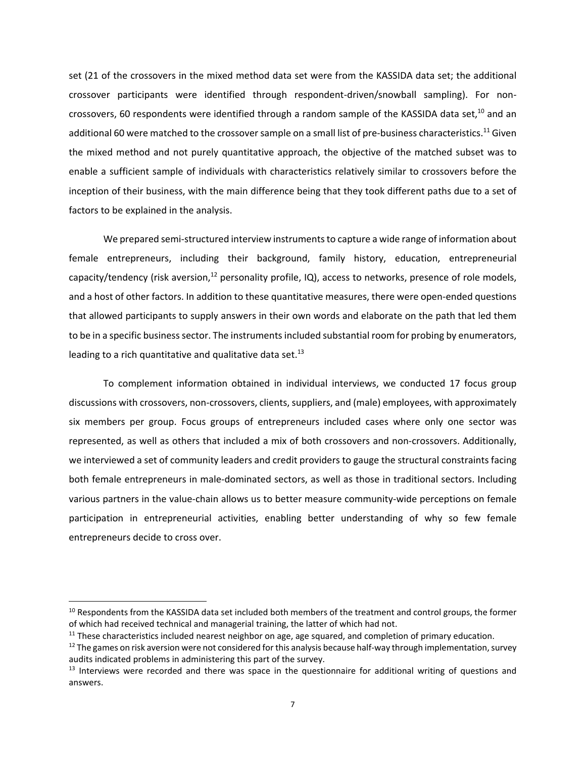set (21 of the crossovers in the mixed method data set were from the KASSIDA data set; the additional crossover participants were identified through respondent-driven/snowball sampling). For non-crossovers, 60 respondents were identified through a random sample of the KASSIDA data set,[10] and an additional 60 were matched to the crossover sample on a small list of pre-business characteristics.[11] Given the mixed method and not purely quantitative approach, the objective of the matched subset was to enable a sufficient sample of individuals with characteristics relatively similar to crossovers before the inception of their business, with the main difference being that they took different paths due to a set of factors to be explained in the analysis.

We prepared semi-structured interview instruments to capture a wide range of information about female entrepreneurs, including their background, family history, education, entrepreneurial capacity/tendency (risk aversion,[12] personality profile, IQ), access to networks, presence of role models, and a host of other factors. In addition to these quantitative measures, there were open-ended questions that allowed participants to supply answers in their own words and elaborate on the path that led them to be in a specific business sector. The instruments included substantial room for probing by enumerators, leading to a rich quantitative and qualitative data set.[13]

To complement information obtained in individual interviews, we conducted 17 focus group discussions with crossovers, non-crossovers, clients, suppliers, and (male) employees, with approximately six members per group. Focus groups of entrepreneurs included cases where only one sector was represented, as well as others that included a mix of both crossovers and non-crossovers. Additionally, we interviewed a set of community leaders and credit providers to gauge the structural constraints facing both female entrepreneurs in male-dominated sectors, as well as those in traditional sectors. Including various partners in the value-chain allows us to better measure community-wide perceptions on female participation in entrepreneurial activities, enabling better understanding of why so few female entrepreneurs decide to cross over.

---

[10] Respondents from the KASSIDA data set included both members of the treatment and control groups, the former of which had received technical and managerial training, the latter of which had not.

[11] These characteristics included nearest neighbor on age, age squared, and completion of primary education.

[12] The games on risk aversion were not considered for this analysis because half-way through implementation, survey audits indicated problems in administering this part of the survey.

[13] Interviews were recorded and there was space in the questionnaire for additional writing of questions and answers.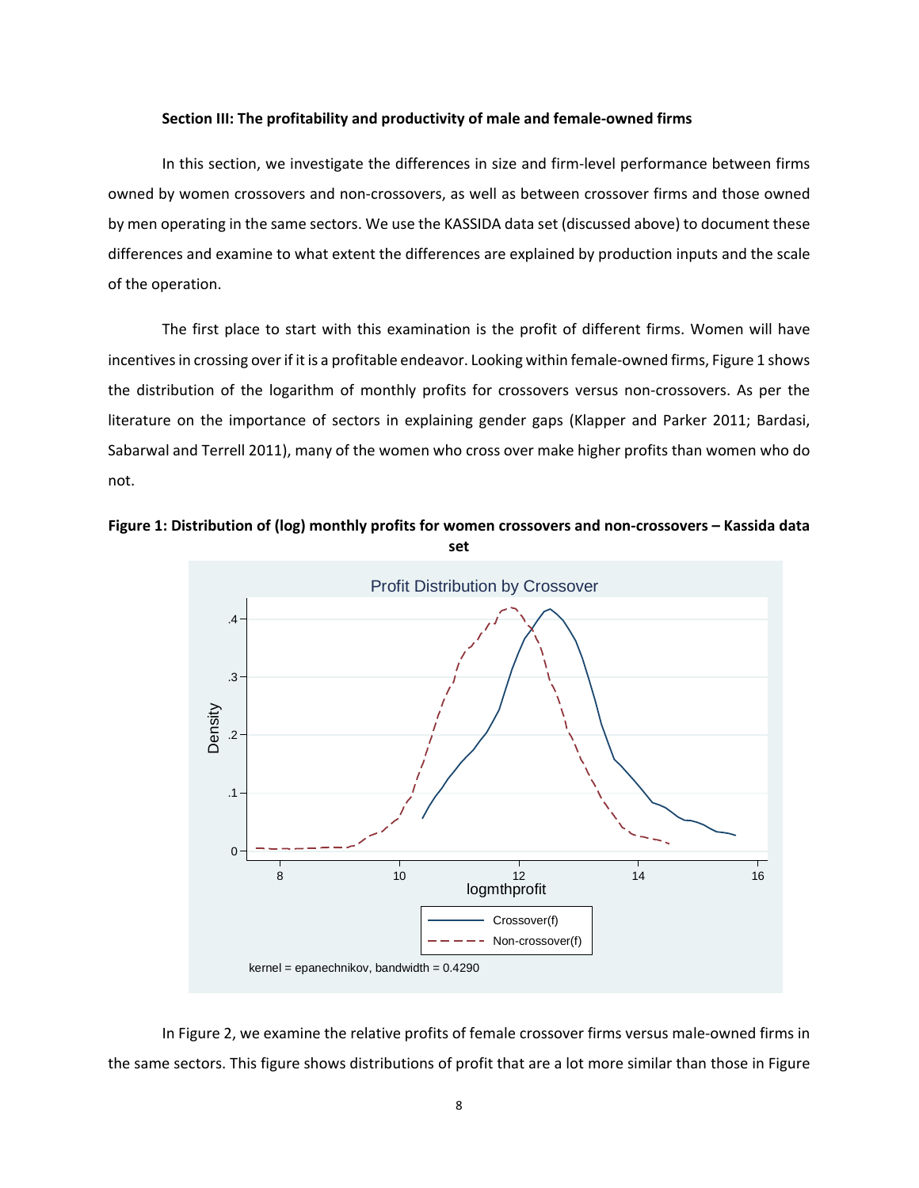**Section III: The profitability and productivity of male and female-owned firms**

In this section, we investigate the differences in size and firm-level performance between firms owned by women crossovers and non-crossovers, as well as between crossover firms and those owned by men operating in the same sectors. We use the KASSIDA data set (discussed above) to document these differences and examine to what extent the differences are explained by production inputs and the scale of the operation.

The first place to start with this examination is the profit of different firms. Women will have incentives in crossing over if it is a profitable endeavor. Looking within female-owned firms, Figure 1 shows the distribution of the logarithm of monthly profits for crossovers versus non-crossovers. As per the literature on the importance of sectors in explaining gender gaps (Klapper and Parker 2011; Bardasi, Sabarwal and Terrell 2011), many of the women who cross over make higher profits than women who do not.

**Figure 1: Distribution of (log) monthly profits for women crossovers and non-crossovers – Kassida data set**

In Figure 2, we examine the relative profits of female crossover firms versus male-owned firms in the same sectors. This figure shows distributions of profit that are a lot more similar than those in Figure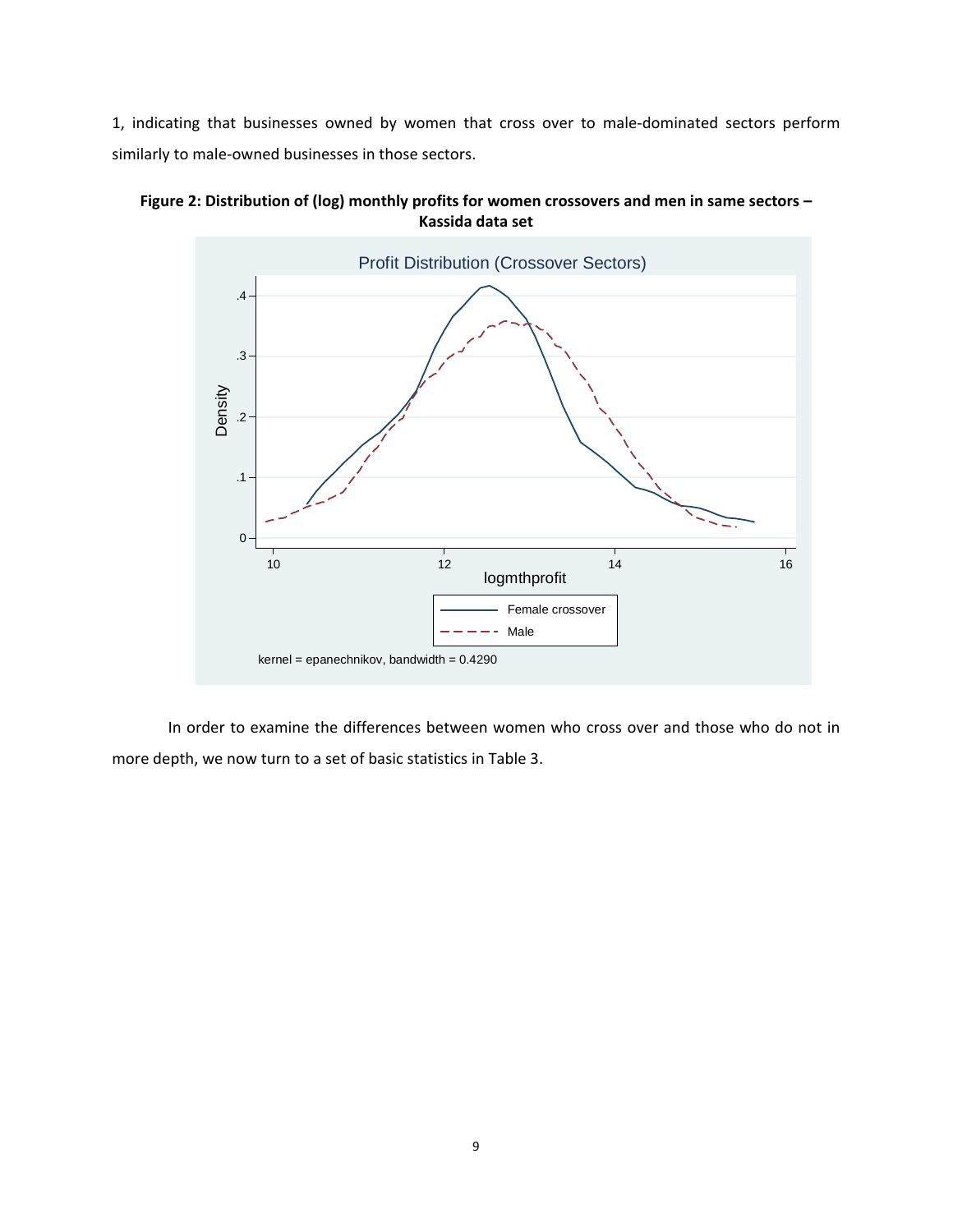1, indicating that businesses owned by women that cross over to male-dominated sectors perform similarly to male-owned businesses in those sectors.

**Figure 2: Distribution of (log) monthly profits for women crossovers and men in same sectors – Kassida data set**

In order to examine the differences between women who cross over and those who do not in more depth, we now turn to a set of basic statistics in Table 3.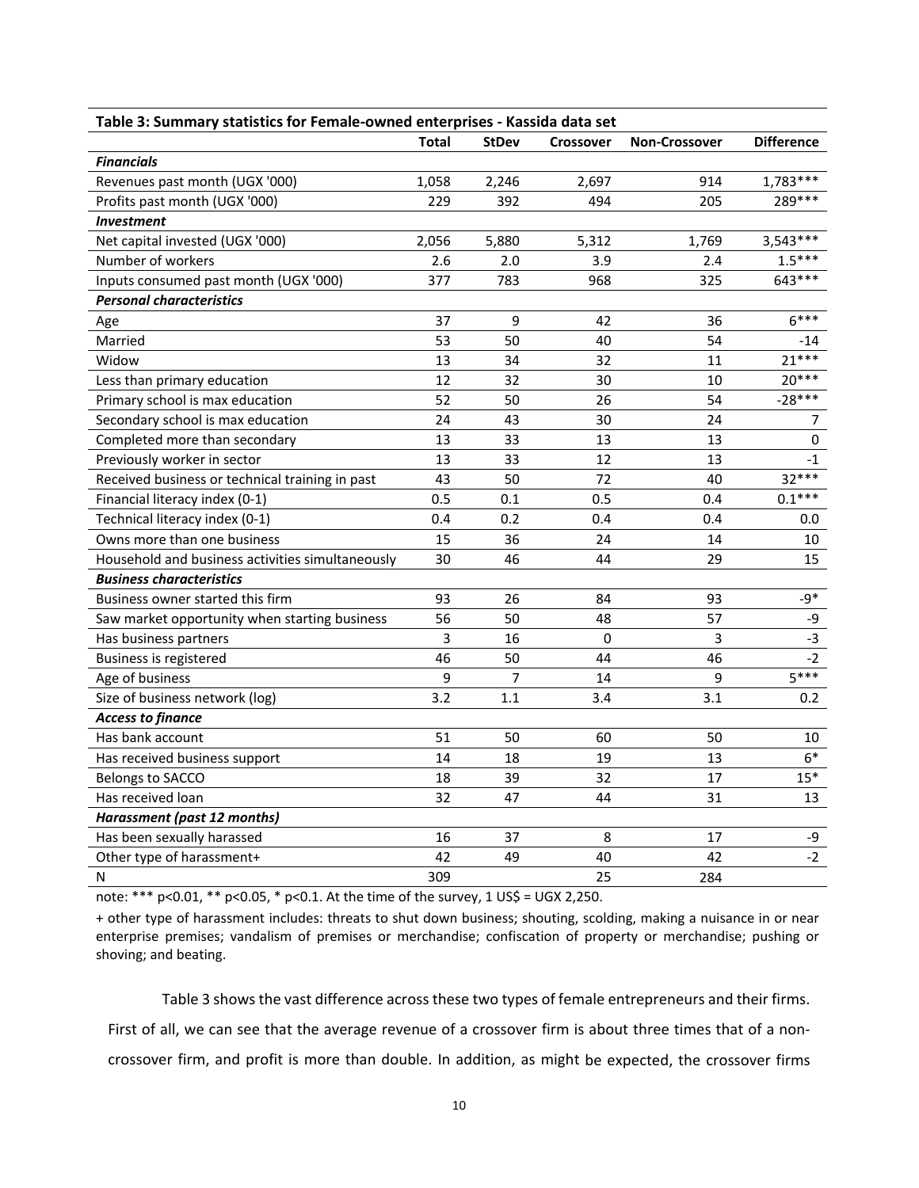**Table 3: Summary statistics for Female-owned enterprises - Kassida data set**

| | Total | StDev | Crossover | Non-Crossover | Difference |
|---|---|---|---|---|---|
| ***Financials*** | | | | | |
| Revenues past month (UGX '000) | 1,058 | 2,246 | 2,697 | 914 | 1,783*** |
| Profits past month (UGX '000) | 229 | 392 | 494 | 205 | 289*** |
| ***Investment*** | | | | | |
| Net capital invested (UGX '000) | 2,056 | 5,880 | 5,312 | 1,769 | 3,543*** |
| Number of workers | 2.6 | 2.0 | 3.9 | 2.4 | 1.5*** |
| Inputs consumed past month (UGX '000) | 377 | 783 | 968 | 325 | 643*** |
| ***Personal characteristics*** | | | | | |
| Age | 37 | 9 | 42 | 36 | 6*** |
| Married | 53 | 50 | 40 | 54 | -14 |
| Widow | 13 | 34 | 32 | 11 | 21*** |
| Less than primary education | 12 | 32 | 30 | 10 | 20*** |
| Primary school is max education | 52 | 50 | 26 | 54 | -28*** |
| Secondary school is max education | 24 | 43 | 30 | 24 | 7 |
| Completed more than secondary | 13 | 33 | 13 | 13 | 0 |
| Previously worker in sector | 13 | 33 | 12 | 13 | -1 |
| Received business or technical training in past | 43 | 50 | 72 | 40 | 32*** |
| Financial literacy index (0-1) | 0.5 | 0.1 | 0.5 | 0.4 | 0.1*** |
| Technical literacy index (0-1) | 0.4 | 0.2 | 0.4 | 0.4 | 0.0 |
| Owns more than one business | 15 | 36 | 24 | 14 | 10 |
| Household and business activities simultaneously | 30 | 46 | 44 | 29 | 15 |
| ***Business characteristics*** | | | | | |
| Business owner started this firm | 93 | 26 | 84 | 93 | -9* |
| Saw market opportunity when starting business | 56 | 50 | 48 | 57 | -9 |
| Has business partners | 3 | 16 | 0 | 3 | -3 |
| Business is registered | 46 | 50 | 44 | 46 | -2 |
| Age of business | 9 | 7 | 14 | 9 | 5*** |
| Size of business network (log) | 3.2 | 1.1 | 3.4 | 3.1 | 0.2 |
| ***Access to finance*** | | | | | |
| Has bank account | 51 | 50 | 60 | 50 | 10 |
| Has received business support | 14 | 18 | 19 | 13 | 6* |
| Belongs to SACCO | 18 | 39 | 32 | 17 | 15* |
| Has received loan | 32 | 47 | 44 | 31 | 13 |
| ***Harassment (past 12 months)*** | | | | | |
| Has been sexually harassed | 16 | 37 | 8 | 17 | -9 |
| Other type of harassment+ | 42 | 49 | 40 | 42 | -2 |
| N | 309 | | 25 | 284 | |

note: *** p<0.01, ** p<0.05, * p<0.1. At the time of the survey, 1 US$ = UGX 2,250.

+ other type of harassment includes: threats to shut down business; shouting, scolding, making a nuisance in or near enterprise premises; vandalism of premises or merchandise; confiscation of property or merchandise; pushing or shoving; and beating.

Table 3 shows the vast difference across these two types of female entrepreneurs and their firms. First of all, we can see that the average revenue of a crossover firm is about three times that of a non-crossover firm, and profit is more than double. In addition, as might be expected, the crossover firms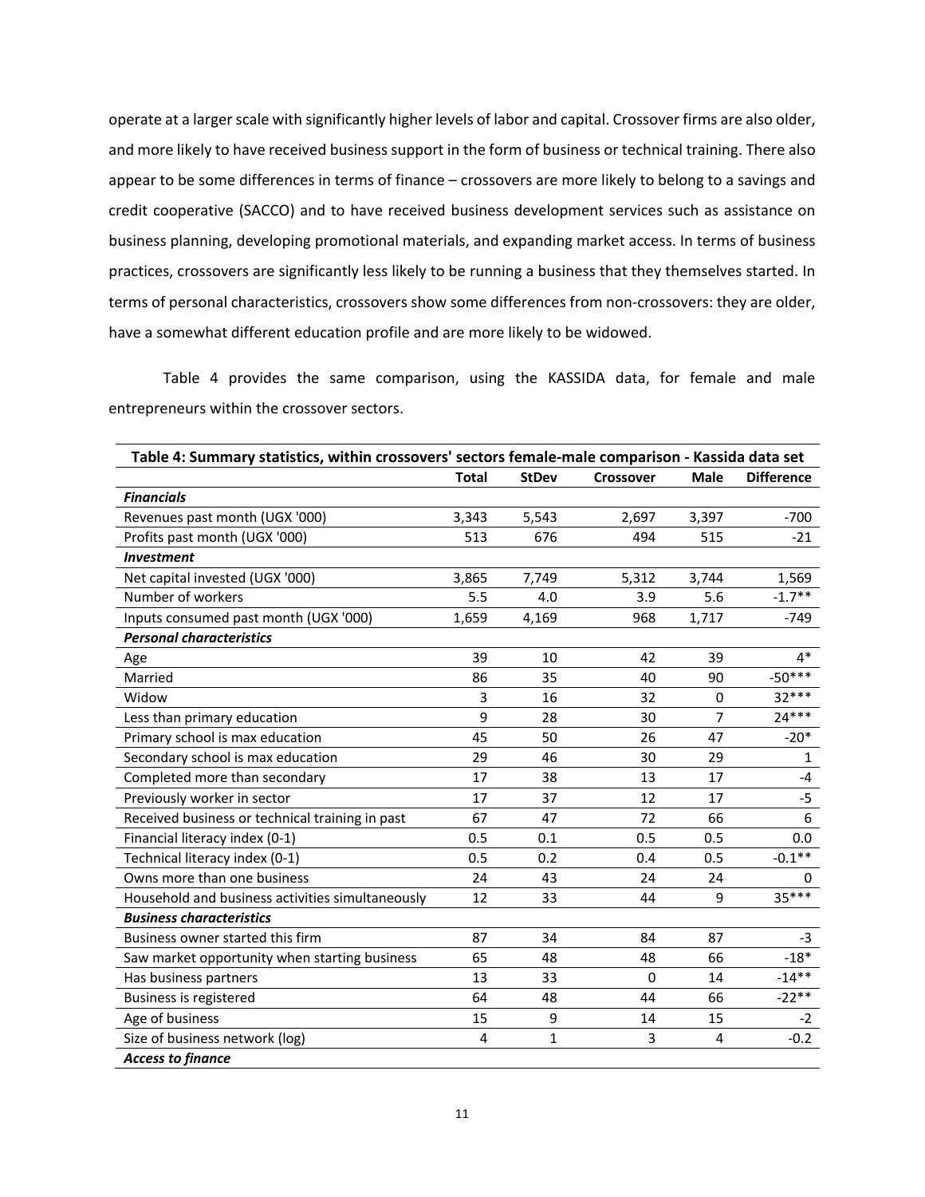operate at a larger scale with significantly higher levels of labor and capital. Crossover firms are also older, and more likely to have received business support in the form of business or technical training. There also appear to be some differences in terms of finance – crossovers are more likely to belong to a savings and credit cooperative (SACCO) and to have received business development services such as assistance on business planning, developing promotional materials, and expanding market access. In terms of business practices, crossovers are significantly less likely to be running a business that they themselves started. In terms of personal characteristics, crossovers show some differences from non-crossovers: they are older, have a somewhat different education profile and are more likely to be widowed.

Table 4 provides the same comparison, using the KASSIDA data, for female and male entrepreneurs within the crossover sectors.

**Table 4: Summary statistics, within crossovers' sectors female-male comparison - Kassida data set**

| | Total | StDev | Crossover | Male | Difference |
|---|---|---|---|---|---|
| ***Financials*** | | | | | |
| Revenues past month (UGX '000) | 3,343 | 5,543 | 2,697 | 3,397 | -700 |
| Profits past month (UGX '000) | 513 | 676 | 494 | 515 | -21 |
| ***Investment*** | | | | | |
| Net capital invested (UGX '000) | 3,865 | 7,749 | 5,312 | 3,744 | 1,569 |
| Number of workers | 5.5 | 4.0 | 3.9 | 5.6 | -1.7** |
| Inputs consumed past month (UGX '000) | 1,659 | 4,169 | 968 | 1,717 | -749 |
| ***Personal characteristics*** | | | | | |
| Age | 39 | 10 | 42 | 39 | 4* |
| Married | 86 | 35 | 40 | 90 | -50*** |
| Widow | 3 | 16 | 32 | 0 | 32*** |
| Less than primary education | 9 | 28 | 30 | 7 | 24*** |
| Primary school is max education | 45 | 50 | 26 | 47 | -20* |
| Secondary school is max education | 29 | 46 | 30 | 29 | 1 |
| Completed more than secondary | 17 | 38 | 13 | 17 | -4 |
| Previously worker in sector | 17 | 37 | 12 | 17 | -5 |
| Received business or technical training in past | 67 | 47 | 72 | 66 | 6 |
| Financial literacy index (0-1) | 0.5 | 0.1 | 0.5 | 0.5 | 0.0 |
| Technical literacy index (0-1) | 0.5 | 0.2 | 0.4 | 0.5 | -0.1** |
| Owns more than one business | 24 | 43 | 24 | 24 | 0 |
| Household and business activities simultaneously | 12 | 33 | 44 | 9 | 35*** |
| ***Business characteristics*** | | | | | |
| Business owner started this firm | 87 | 34 | 84 | 87 | -3 |
| Saw market opportunity when starting business | 65 | 48 | 48 | 66 | -18* |
| Has business partners | 13 | 33 | 0 | 14 | -14** |
| Business is registered | 64 | 48 | 44 | 66 | -22** |
| Age of business | 15 | 9 | 14 | 15 | -2 |
| Size of business network (log) | 4 | 1 | 3 | 4 | -0.2 |
| ***Access to finance*** | | | | | |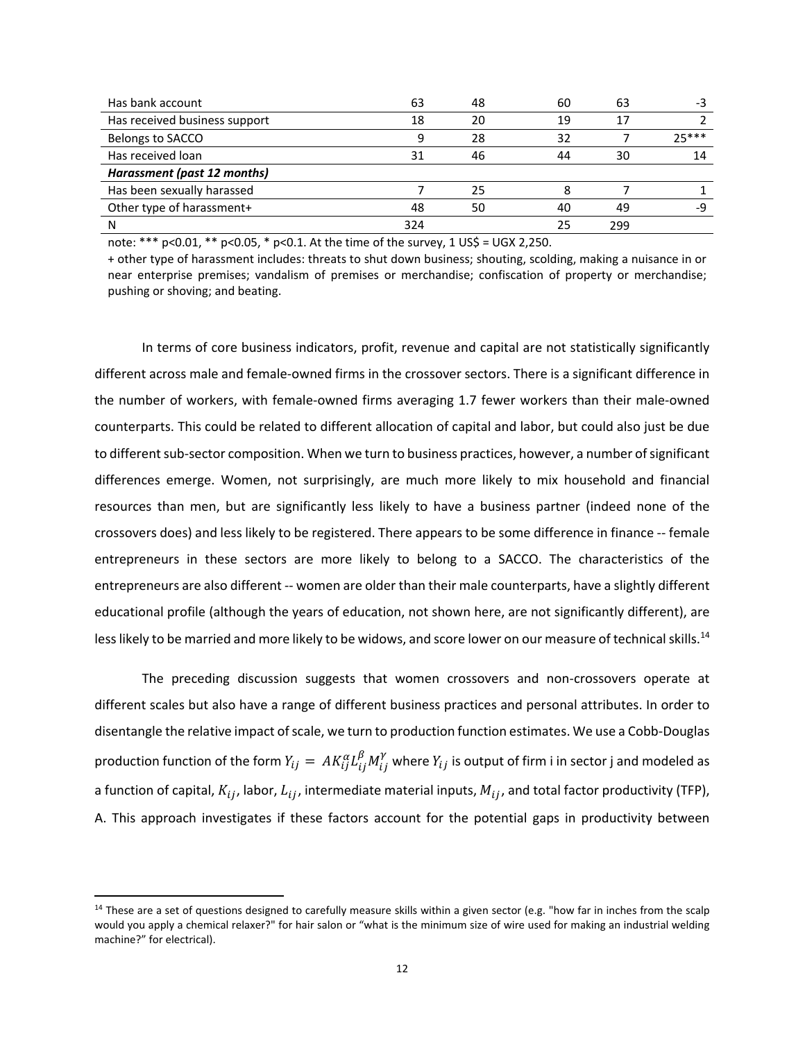| | | | | | |
|---|---|---|---|---|---|
| Has bank account | 63 | 48 | 60 | 63 | -3 |
| Has received business support | 18 | 20 | 19 | 17 | 2 |
| Belongs to SACCO | 9 | 28 | 32 | 7 | 25*** |
| Has received loan | 31 | 46 | 44 | 30 | 14 |
| ***Harassment (past 12 months)*** | | | | | |
| Has been sexually harassed | 7 | 25 | 8 | 7 | 1 |
| Other type of harassment+ | 48 | 50 | 40 | 49 | -9 |
| N | 324 | | 25 | 299 | |

note: *** p<0.01, ** p<0.05, * p<0.1. At the time of the survey, 1 US$ = UGX 2,250.

+ other type of harassment includes: threats to shut down business; shouting, scolding, making a nuisance in or near enterprise premises; vandalism of premises or merchandise; confiscation of property or merchandise; pushing or shoving; and beating.

In terms of core business indicators, profit, revenue and capital are not statistically significantly different across male and female-owned firms in the crossover sectors. There is a significant difference in the number of workers, with female-owned firms averaging 1.7 fewer workers than their male-owned counterparts. This could be related to different allocation of capital and labor, but could also just be due to different sub-sector composition. When we turn to business practices, however, a number of significant differences emerge. Women, not surprisingly, are much more likely to mix household and financial resources than men, but are significantly less likely to have a business partner (indeed none of the crossovers does) and less likely to be registered. There appears to be some difference in finance -- female entrepreneurs in these sectors are more likely to belong to a SACCO. The characteristics of the entrepreneurs are also different -- women are older than their male counterparts, have a slightly different educational profile (although the years of education, not shown here, are not significantly different), are less likely to be married and more likely to be widows, and score lower on our measure of technical skills.[14]

The preceding discussion suggests that women crossovers and non-crossovers operate at different scales but also have a range of different business practices and personal attributes. In order to disentangle the relative impact of scale, we turn to production function estimates. We use a Cobb-Douglas production function of the form $Y_{ij} = AK_{ij}^{\alpha}L_{ij}^{\beta}M_{ij}^{\gamma}$ where $Y_{ij}$ is output of firm i in sector j and modeled as a function of capital, $K_{ij}$, labor, $L_{ij}$, intermediate material inputs, $M_{ij}$, and total factor productivity (TFP), A. This approach investigates if these factors account for the potential gaps in productivity between

[14] These are a set of questions designed to carefully measure skills within a given sector (e.g. "how far in inches from the scalp would you apply a chemical relaxer?" for hair salon or "what is the minimum size of wire used for making an industrial welding machine?" for electrical).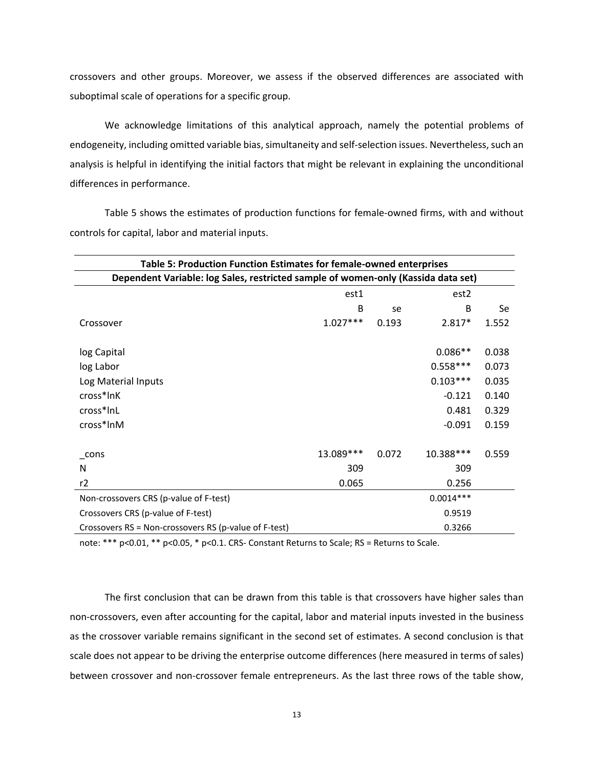crossovers and other groups. Moreover, we assess if the observed differences are associated with suboptimal scale of operations for a specific group.

We acknowledge limitations of this analytical approach, namely the potential problems of endogeneity, including omitted variable bias, simultaneity and self-selection issues. Nevertheless, such an analysis is helpful in identifying the initial factors that might be relevant in explaining the unconditional differences in performance.

Table 5 shows the estimates of production functions for female-owned firms, with and without controls for capital, labor and material inputs.

| Table 5: Production Function Estimates for female-owned enterprises | | | | |
|---|---|---|---|---|
| Dependent Variable: log Sales, restricted sample of women-only (Kassida data set) | | | | |
| | est1 | | est2 | |
| | B | se | B | Se |
| Crossover | 1.027*** | 0.193 | 2.817* | 1.552 |
| log Capital | | | 0.086** | 0.038 |
| log Labor | | | 0.558*** | 0.073 |
| Log Material Inputs | | | 0.103*** | 0.035 |
| cross*lnK | | | -0.121 | 0.140 |
| cross*lnL | | | 0.481 | 0.329 |
| cross*lnM | | | -0.091 | 0.159 |
| _cons | 13.089*** | 0.072 | 10.388*** | 0.559 |
| N | 309 | | 309 | |
| r2 | 0.065 | | 0.256 | |
| Non-crossovers CRS (p-value of F-test) | | | 0.0014*** | |
| Crossovers CRS (p-value of F-test) | | | 0.9519 | |
| Crossovers RS = Non-crossovers RS (p-value of F-test) | | | 0.3266 | |

note: *** p<0.01, ** p<0.05, * p<0.1. CRS- Constant Returns to Scale; RS = Returns to Scale.

The first conclusion that can be drawn from this table is that crossovers have higher sales than non-crossovers, even after accounting for the capital, labor and material inputs invested in the business as the crossover variable remains significant in the second set of estimates. A second conclusion is that scale does not appear to be driving the enterprise outcome differences (here measured in terms of sales) between crossover and non-crossover female entrepreneurs. As the last three rows of the table show,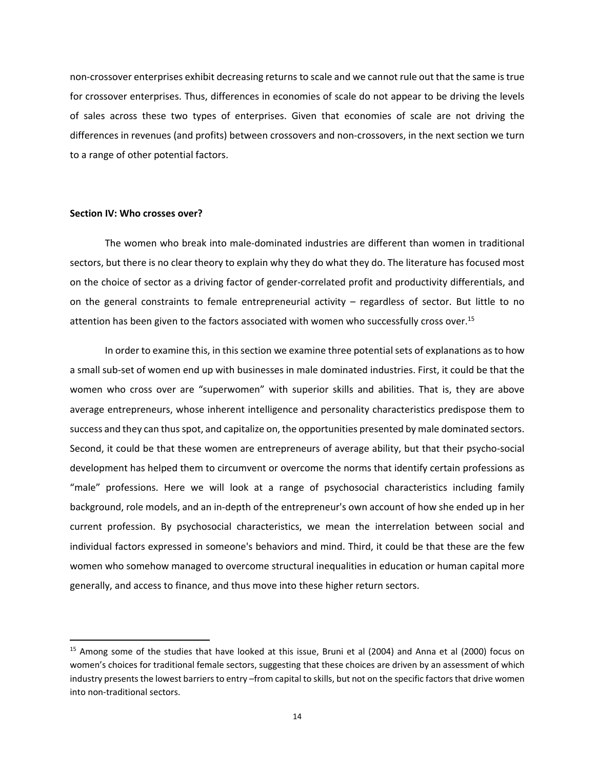non-crossover enterprises exhibit decreasing returns to scale and we cannot rule out that the same is true for crossover enterprises. Thus, differences in economies of scale do not appear to be driving the levels of sales across these two types of enterprises. Given that economies of scale are not driving the differences in revenues (and profits) between crossovers and non-crossovers, in the next section we turn to a range of other potential factors.

## Section IV: Who crosses over?

The women who break into male-dominated industries are different than women in traditional sectors, but there is no clear theory to explain why they do what they do. The literature has focused most on the choice of sector as a driving factor of gender-correlated profit and productivity differentials, and on the general constraints to female entrepreneurial activity – regardless of sector. But little to no attention has been given to the factors associated with women who successfully cross over.[15]

In order to examine this, in this section we examine three potential sets of explanations as to how a small sub-set of women end up with businesses in male dominated industries. First, it could be that the women who cross over are "superwomen" with superior skills and abilities. That is, they are above average entrepreneurs, whose inherent intelligence and personality characteristics predispose them to success and they can thus spot, and capitalize on, the opportunities presented by male dominated sectors. Second, it could be that these women are entrepreneurs of average ability, but that their psycho-social development has helped them to circumvent or overcome the norms that identify certain professions as "male" professions. Here we will look at a range of psychosocial characteristics including family background, role models, and an in-depth of the entrepreneur's own account of how she ended up in her current profession. By psychosocial characteristics, we mean the interrelation between social and individual factors expressed in someone's behaviors and mind. Third, it could be that these are the few women who somehow managed to overcome structural inequalities in education or human capital more generally, and access to finance, and thus move into these higher return sectors.

---

[15] Among some of the studies that have looked at this issue, Bruni et al (2004) and Anna et al (2000) focus on women's choices for traditional female sectors, suggesting that these choices are driven by an assessment of which industry presents the lowest barriers to entry –from capital to skills, but not on the specific factors that drive women into non-traditional sectors.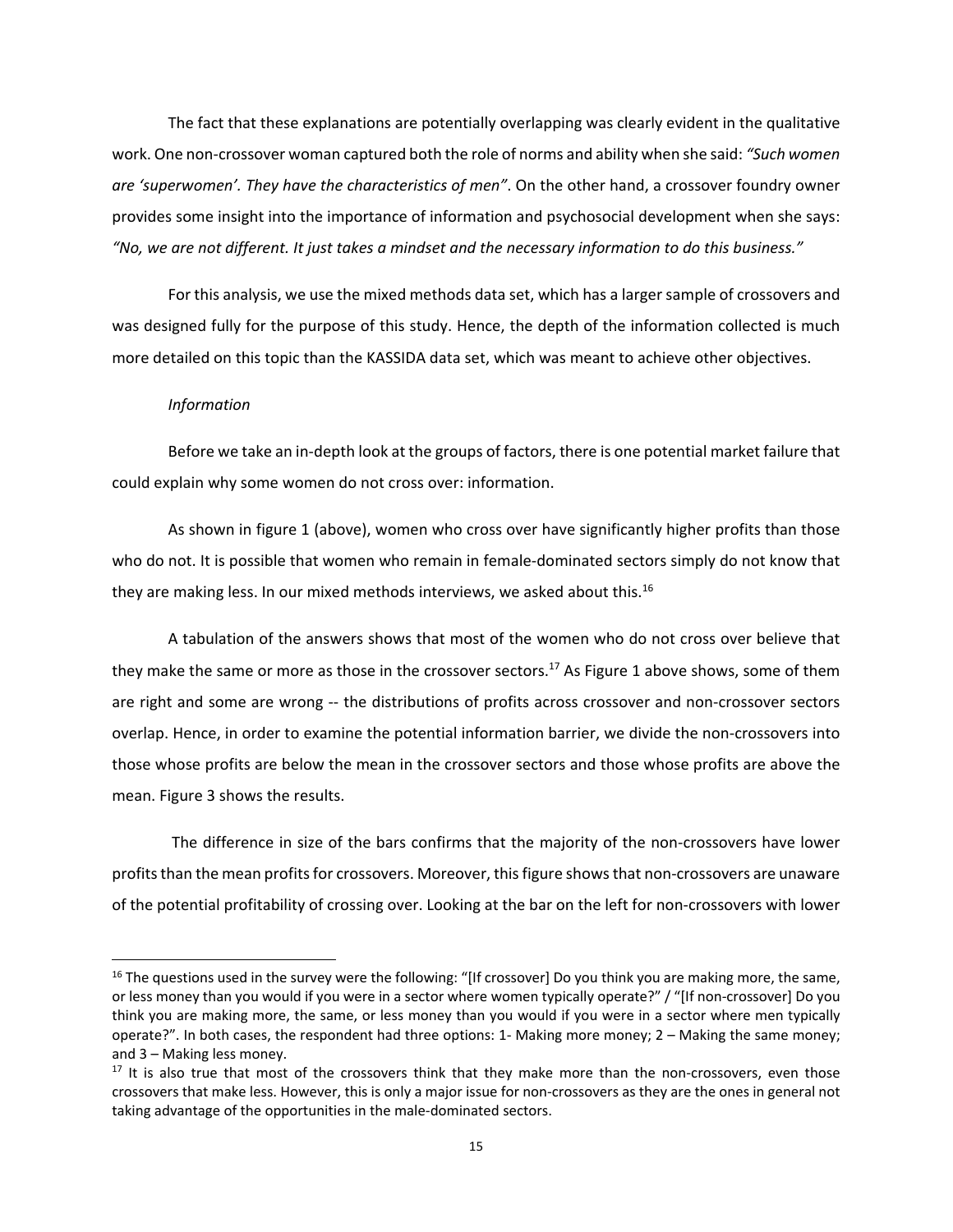The fact that these explanations are potentially overlapping was clearly evident in the qualitative work. One non-crossover woman captured both the role of norms and ability when she said: *"Such women are 'superwomen'. They have the characteristics of men"*. On the other hand, a crossover foundry owner provides some insight into the importance of information and psychosocial development when she says: *"No, we are not different. It just takes a mindset and the necessary information to do this business."*

For this analysis, we use the mixed methods data set, which has a larger sample of crossovers and was designed fully for the purpose of this study. Hence, the depth of the information collected is much more detailed on this topic than the KASSIDA data set, which was meant to achieve other objectives.

*Information*

Before we take an in-depth look at the groups of factors, there is one potential market failure that could explain why some women do not cross over: information.

As shown in figure 1 (above), women who cross over have significantly higher profits than those who do not. It is possible that women who remain in female-dominated sectors simply do not know that they are making less. In our mixed methods interviews, we asked about this.[16]

A tabulation of the answers shows that most of the women who do not cross over believe that they make the same or more as those in the crossover sectors.[17] As Figure 1 above shows, some of them are right and some are wrong -- the distributions of profits across crossover and non-crossover sectors overlap. Hence, in order to examine the potential information barrier, we divide the non-crossovers into those whose profits are below the mean in the crossover sectors and those whose profits are above the mean. Figure 3 shows the results.

The difference in size of the bars confirms that the majority of the non-crossovers have lower profits than the mean profits for crossovers. Moreover, this figure shows that non-crossovers are unaware of the potential profitability of crossing over. Looking at the bar on the left for non-crossovers with lower

---

[16] The questions used in the survey were the following: "[If crossover] Do you think you are making more, the same, or less money than you would if you were in a sector where women typically operate?" / "[If non-crossover] Do you think you are making more, the same, or less money than you would if you were in a sector where men typically operate?". In both cases, the respondent had three options: 1- Making more money; 2 – Making the same money; and 3 – Making less money.

[17] It is also true that most of the crossovers think that they make more than the non-crossovers, even those crossovers that make less. However, this is only a major issue for non-crossovers as they are the ones in general not taking advantage of the opportunities in the male-dominated sectors.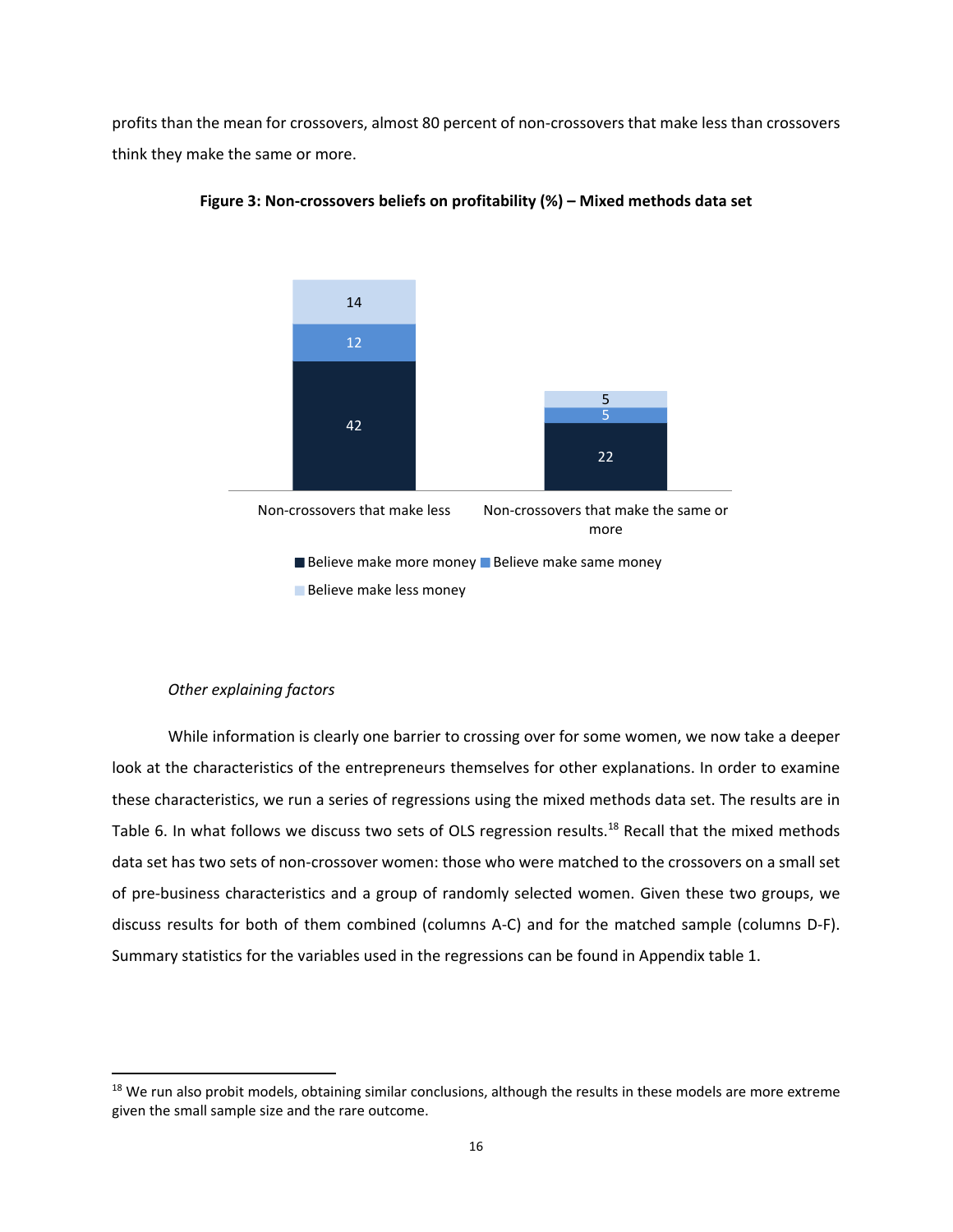profits than the mean for crossovers, almost 80 percent of non-crossovers that make less than crossovers think they make the same or more.

**Figure 3: Non-crossovers beliefs on profitability (%) – Mixed methods data set**

| | Non-crossovers that make less | Non-crossovers that make the same or more |
|---|---|---|
| Believe make more money | 42 | 22 |
| Believe make same money | 12 | 5 |
| Believe make less money | 14 | 5 |

*Other explaining factors*

While information is clearly one barrier to crossing over for some women, we now take a deeper look at the characteristics of the entrepreneurs themselves for other explanations. In order to examine these characteristics, we run a series of regressions using the mixed methods data set. The results are in Table 6. In what follows we discuss two sets of OLS regression results.[18] Recall that the mixed methods data set has two sets of non-crossover women: those who were matched to the crossovers on a small set of pre-business characteristics and a group of randomly selected women. Given these two groups, we discuss results for both of them combined (columns A-C) and for the matched sample (columns D-F). Summary statistics for the variables used in the regressions can be found in Appendix table 1.

[18] We run also probit models, obtaining similar conclusions, although the results in these models are more extreme given the small sample size and the rare outcome.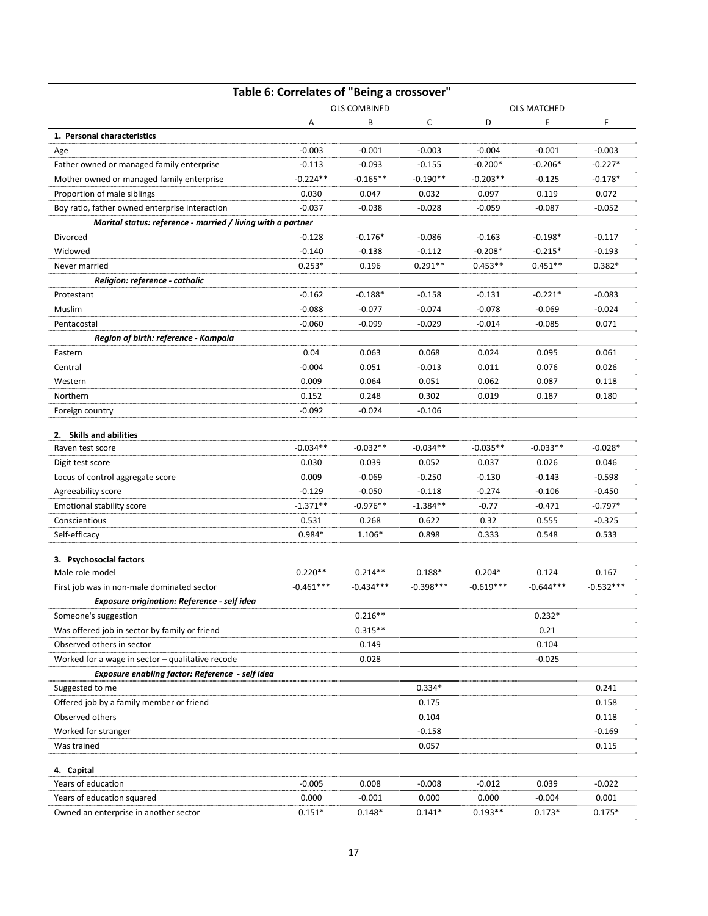**Table 6: Correlates of "Being a crossover"**

| | OLS COMBINED | | | OLS MATCHED | | |
|---|---|---|---|---|---|---|
| | A | B | C | D | E | F |
| **1. Personal characteristics** | | | | | | |
| Age | -0.003 | -0.001 | -0.003 | -0.004 | -0.001 | -0.003 |
| Father owned or managed family enterprise | -0.113 | -0.093 | -0.155 | -0.200* | -0.206* | -0.227* |
| Mother owned or managed family enterprise | -0.224** | -0.165** | -0.190** | -0.203** | -0.125 | -0.178* |
| Proportion of male siblings | 0.030 | 0.047 | 0.032 | 0.097 | 0.119 | 0.072 |
| Boy ratio, father owned enterprise interaction | -0.037 | -0.038 | -0.028 | -0.059 | -0.087 | -0.052 |
| ***Marital status: reference - married / living with a partner*** | | | | | | |
| Divorced | -0.128 | -0.176* | -0.086 | -0.163 | -0.198* | -0.117 |
| Widowed | -0.140 | -0.138 | -0.112 | -0.208* | -0.215* | -0.193 |
| Never married | 0.253* | 0.196 | 0.291** | 0.453** | 0.451** | 0.382* |
| ***Religion: reference - catholic*** | | | | | | |
| Protestant | -0.162 | -0.188* | -0.158 | -0.131 | -0.221* | -0.083 |
| Muslim | -0.088 | -0.077 | -0.074 | -0.078 | -0.069 | -0.024 |
| Pentacostal | -0.060 | -0.099 | -0.029 | -0.014 | -0.085 | 0.071 |
| ***Region of birth: reference - Kampala*** | | | | | | |
| Eastern | 0.04 | 0.063 | 0.068 | 0.024 | 0.095 | 0.061 |
| Central | -0.004 | 0.051 | -0.013 | 0.011 | 0.076 | 0.026 |
| Western | 0.009 | 0.064 | 0.051 | 0.062 | 0.087 | 0.118 |
| Northern | 0.152 | 0.248 | 0.302 | 0.019 | 0.187 | 0.180 |
| Foreign country | -0.092 | -0.024 | -0.106 | | | |
| **2. Skills and abilities** | | | | | | |
| Raven test score | -0.034** | -0.032** | -0.034** | -0.035** | -0.033** | -0.028* |
| Digit test score | 0.030 | 0.039 | 0.052 | 0.037 | 0.026 | 0.046 |
| Locus of control aggregate score | 0.009 | -0.069 | -0.250 | -0.130 | -0.143 | -0.598 |
| Agreeability score | -0.129 | -0.050 | -0.118 | -0.274 | -0.106 | -0.450 |
| Emotional stability score | -1.371** | -0.976** | -1.384** | -0.77 | -0.471 | -0.797* |
| Conscientious | 0.531 | 0.268 | 0.622 | 0.32 | 0.555 | -0.325 |
| Self-efficacy | 0.984* | 1.106* | 0.898 | 0.333 | 0.548 | 0.533 |
| **3. Psychosocial factors** | | | | | | |
| Male role model | 0.220** | 0.214** | 0.188* | 0.204* | 0.124 | 0.167 |
| First job was in non-male dominated sector | -0.461*** | -0.434*** | -0.398*** | -0.619*** | -0.644*** | -0.532*** |
| ***Exposure origination: Reference - self idea*** | | | | | | |
| Someone's suggestion | | 0.216** | | | 0.232* | |
| Was offered job in sector by family or friend | | 0.315** | | | 0.21 | |
| Observed others in sector | | 0.149 | | | 0.104 | |
| Worked for a wage in sector – qualitative recode | | 0.028 | | | -0.025 | |
| ***Exposure enabling factor: Reference - self idea*** | | | | | | |
| Suggested to me | | | 0.334* | | | 0.241 |
| Offered job by a family member or friend | | | 0.175 | | | 0.158 |
| Observed others | | | 0.104 | | | 0.118 |
| Worked for stranger | | | -0.158 | | | -0.169 |
| Was trained | | | 0.057 | | | 0.115 |
| **4. Capital** | | | | | | |
| Years of education | -0.005 | 0.008 | -0.008 | -0.012 | 0.039 | -0.022 |
| Years of education squared | 0.000 | -0.001 | 0.000 | 0.000 | -0.004 | 0.001 |
| Owned an enterprise in another sector | 0.151* | 0.148* | 0.141* | 0.193** | 0.173* | 0.175* |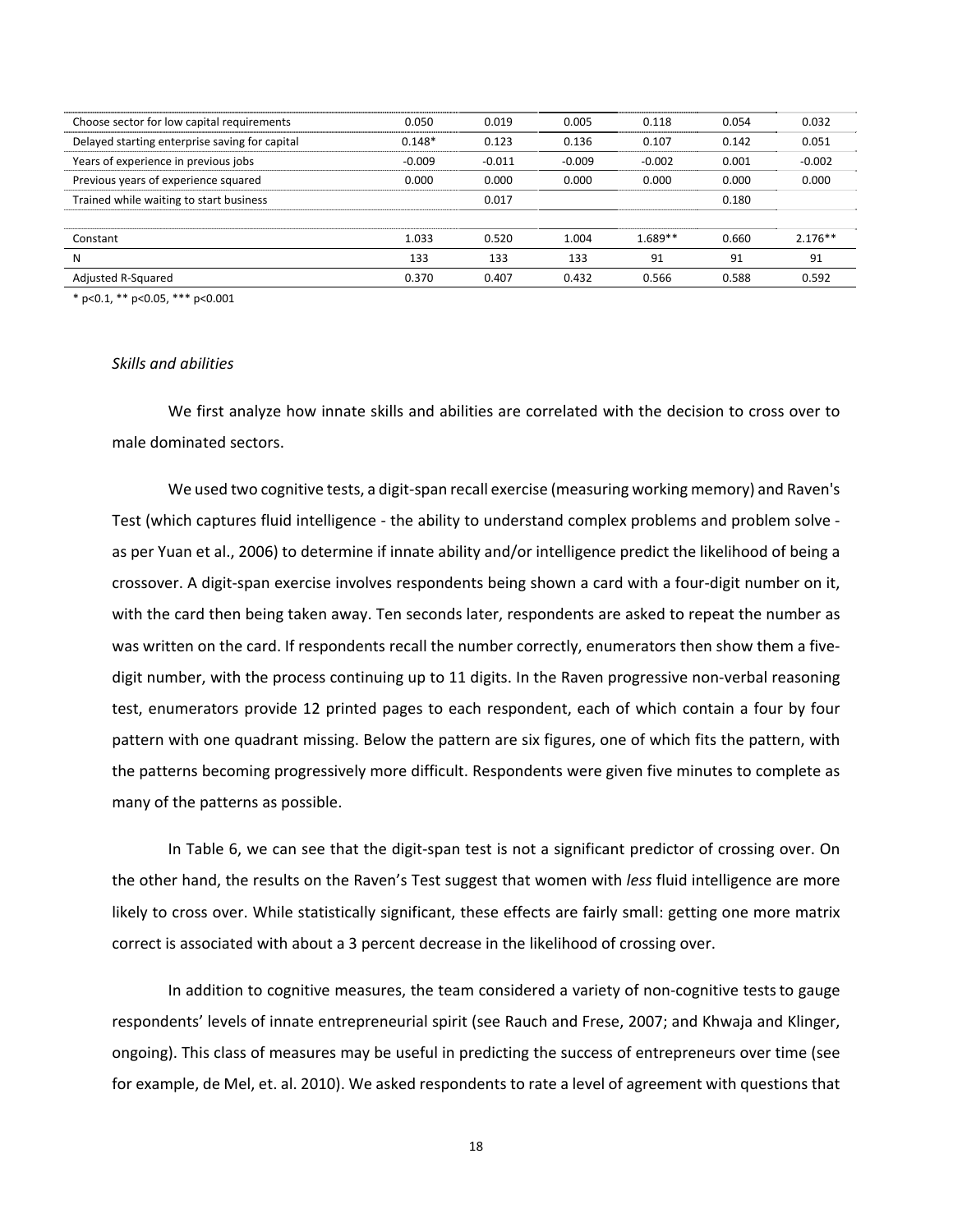| | | | | | | |
|---|---|---|---|---|---|---|
| Choose sector for low capital requirements | 0.050 | 0.019 | 0.005 | 0.118 | 0.054 | 0.032 |
| Delayed starting enterprise saving for capital | 0.148* | 0.123 | 0.136 | 0.107 | 0.142 | 0.051 |
| Years of experience in previous jobs | -0.009 | -0.011 | -0.009 | -0.002 | 0.001 | -0.002 |
| Previous years of experience squared | 0.000 | 0.000 | 0.000 | 0.000 | 0.000 | 0.000 |
| Trained while waiting to start business | | 0.017 | | | 0.180 | |
| | | | | | | |
| Constant | 1.033 | 0.520 | 1.004 | 1.689** | 0.660 | 2.176** |
| N | 133 | 133 | 133 | 91 | 91 | 91 |
| Adjusted R-Squared | 0.370 | 0.407 | 0.432 | 0.566 | 0.588 | 0.592 |

* p<0.1, ** p<0.05, *** p<0.001

*Skills and abilities*

We first analyze how innate skills and abilities are correlated with the decision to cross over to male dominated sectors.

We used two cognitive tests, a digit-span recall exercise (measuring working memory) and Raven's Test (which captures fluid intelligence - the ability to understand complex problems and problem solve - as per Yuan et al., 2006) to determine if innate ability and/or intelligence predict the likelihood of being a crossover. A digit-span exercise involves respondents being shown a card with a four-digit number on it, with the card then being taken away. Ten seconds later, respondents are asked to repeat the number as was written on the card. If respondents recall the number correctly, enumerators then show them a five-digit number, with the process continuing up to 11 digits. In the Raven progressive non-verbal reasoning test, enumerators provide 12 printed pages to each respondent, each of which contain a four by four pattern with one quadrant missing. Below the pattern are six figures, one of which fits the pattern, with the patterns becoming progressively more difficult. Respondents were given five minutes to complete as many of the patterns as possible.

In Table 6, we can see that the digit-span test is not a significant predictor of crossing over. On the other hand, the results on the Raven's Test suggest that women with *less* fluid intelligence are more likely to cross over. While statistically significant, these effects are fairly small: getting one more matrix correct is associated with about a 3 percent decrease in the likelihood of crossing over.

In addition to cognitive measures, the team considered a variety of non-cognitive tests to gauge respondents' levels of innate entrepreneurial spirit (see Rauch and Frese, 2007; and Khwaja and Klinger, ongoing). This class of measures may be useful in predicting the success of entrepreneurs over time (see for example, de Mel, et. al. 2010). We asked respondents to rate a level of agreement with questions that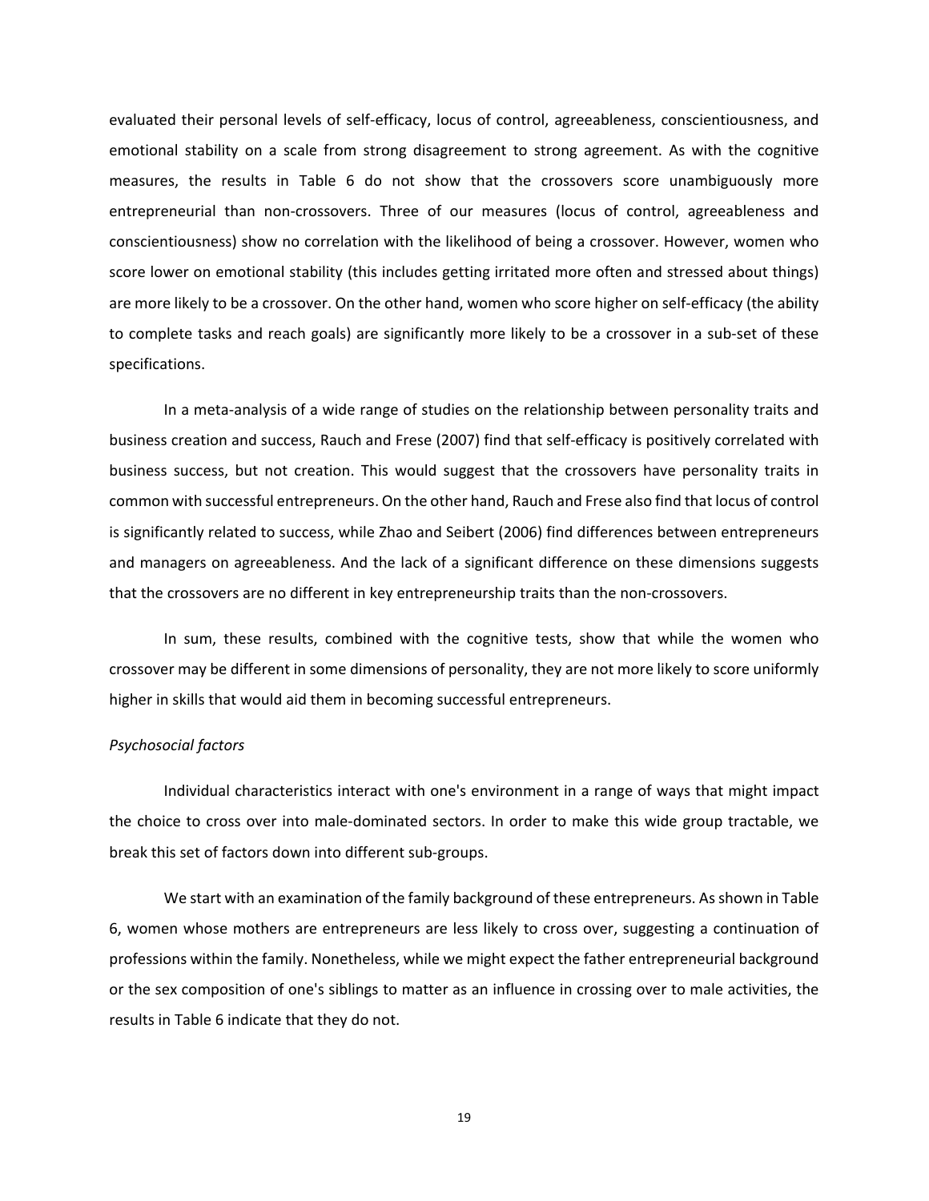evaluated their personal levels of self-efficacy, locus of control, agreeableness, conscientiousness, and emotional stability on a scale from strong disagreement to strong agreement. As with the cognitive measures, the results in Table 6 do not show that the crossovers score unambiguously more entrepreneurial than non-crossovers. Three of our measures (locus of control, agreeableness and conscientiousness) show no correlation with the likelihood of being a crossover. However, women who score lower on emotional stability (this includes getting irritated more often and stressed about things) are more likely to be a crossover. On the other hand, women who score higher on self-efficacy (the ability to complete tasks and reach goals) are significantly more likely to be a crossover in a sub-set of these specifications.

In a meta-analysis of a wide range of studies on the relationship between personality traits and business creation and success, Rauch and Frese (2007) find that self-efficacy is positively correlated with business success, but not creation. This would suggest that the crossovers have personality traits in common with successful entrepreneurs. On the other hand, Rauch and Frese also find that locus of control is significantly related to success, while Zhao and Seibert (2006) find differences between entrepreneurs and managers on agreeableness. And the lack of a significant difference on these dimensions suggests that the crossovers are no different in key entrepreneurship traits than the non-crossovers.

In sum, these results, combined with the cognitive tests, show that while the women who crossover may be different in some dimensions of personality, they are not more likely to score uniformly higher in skills that would aid them in becoming successful entrepreneurs.

*Psychosocial factors*

Individual characteristics interact with one's environment in a range of ways that might impact the choice to cross over into male-dominated sectors. In order to make this wide group tractable, we break this set of factors down into different sub-groups.

We start with an examination of the family background of these entrepreneurs. As shown in Table 6, women whose mothers are entrepreneurs are less likely to cross over, suggesting a continuation of professions within the family. Nonetheless, while we might expect the father entrepreneurial background or the sex composition of one's siblings to matter as an influence in crossing over to male activities, the results in Table 6 indicate that they do not.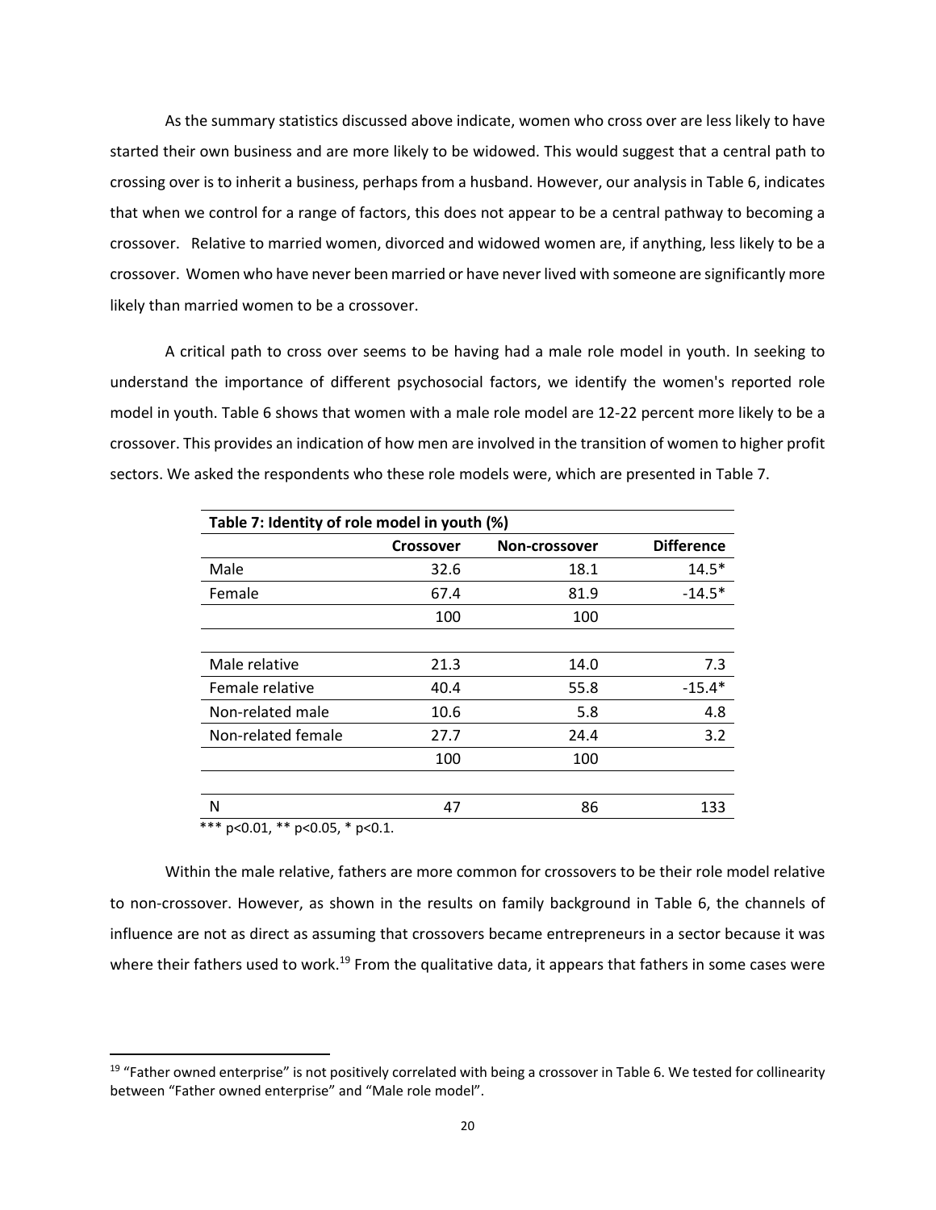As the summary statistics discussed above indicate, women who cross over are less likely to have started their own business and are more likely to be widowed. This would suggest that a central path to crossing over is to inherit a business, perhaps from a husband. However, our analysis in Table 6, indicates that when we control for a range of factors, this does not appear to be a central pathway to becoming a crossover. Relative to married women, divorced and widowed women are, if anything, less likely to be a crossover. Women who have never been married or have never lived with someone are significantly more likely than married women to be a crossover.

A critical path to cross over seems to be having had a male role model in youth. In seeking to understand the importance of different psychosocial factors, we identify the women's reported role model in youth. Table 6 shows that women with a male role model are 12-22 percent more likely to be a crossover. This provides an indication of how men are involved in the transition of women to higher profit sectors. We asked the respondents who these role models were, which are presented in Table 7.

**Table 7: Identity of role model in youth (%)**

| | Crossover | Non-crossover | Difference |
|---|---|---|---|
| Male | 32.6 | 18.1 | 14.5* |
| Female | 67.4 | 81.9 | -14.5* |
| | 100 | 100 | |
| | | | |
| Male relative | 21.3 | 14.0 | 7.3 |
| Female relative | 40.4 | 55.8 | -15.4* |
| Non-related male | 10.6 | 5.8 | 4.8 |
| Non-related female | 27.7 | 24.4 | 3.2 |
| | 100 | 100 | |
| | | | |
| N | 47 | 86 | 133 |

*** p<0.01, ** p<0.05, * p<0.1.

Within the male relative, fathers are more common for crossovers to be their role model relative to non-crossover. However, as shown in the results on family background in Table 6, the channels of influence are not as direct as assuming that crossovers became entrepreneurs in a sector because it was where their fathers used to work.[19] From the qualitative data, it appears that fathers in some cases were

[19] "Father owned enterprise" is not positively correlated with being a crossover in Table 6. We tested for collinearity between "Father owned enterprise" and "Male role model".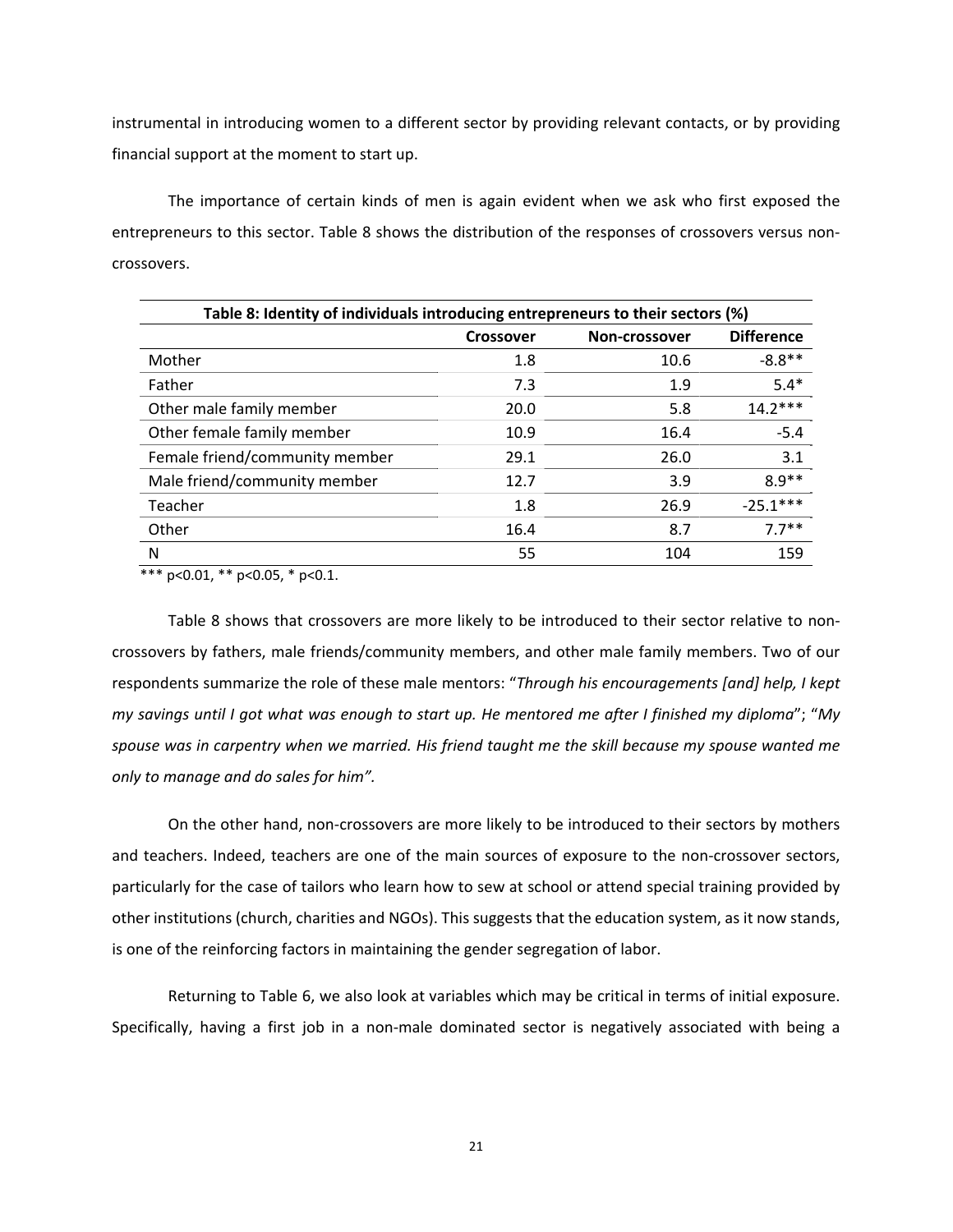instrumental in introducing women to a different sector by providing relevant contacts, or by providing financial support at the moment to start up.

The importance of certain kinds of men is again evident when we ask who first exposed the entrepreneurs to this sector. Table 8 shows the distribution of the responses of crossovers versus non-crossovers.

**Table 8: Identity of individuals introducing entrepreneurs to their sectors (%)**

| | Crossover | Non-crossover | Difference |
|---|---|---|---|
| Mother | 1.8 | 10.6 | -8.8** |
| Father | 7.3 | 1.9 | 5.4* |
| Other male family member | 20.0 | 5.8 | 14.2*** |
| Other female family member | 10.9 | 16.4 | -5.4 |
| Female friend/community member | 29.1 | 26.0 | 3.1 |
| Male friend/community member | 12.7 | 3.9 | 8.9** |
| Teacher | 1.8 | 26.9 | -25.1*** |
| Other | 16.4 | 8.7 | 7.7** |
| N | 55 | 104 | 159 |

*** p<0.01, ** p<0.05, * p<0.1.

Table 8 shows that crossovers are more likely to be introduced to their sector relative to non-crossovers by fathers, male friends/community members, and other male family members. Two of our respondents summarize the role of these male mentors: "*Through his encouragements [and] help, I kept my savings until I got what was enough to start up. He mentored me after I finished my diploma*"; "*My spouse was in carpentry when we married. His friend taught me the skill because my spouse wanted me only to manage and do sales for him".*

On the other hand, non-crossovers are more likely to be introduced to their sectors by mothers and teachers. Indeed, teachers are one of the main sources of exposure to the non-crossover sectors, particularly for the case of tailors who learn how to sew at school or attend special training provided by other institutions (church, charities and NGOs). This suggests that the education system, as it now stands, is one of the reinforcing factors in maintaining the gender segregation of labor.

Returning to Table 6, we also look at variables which may be critical in terms of initial exposure. Specifically, having a first job in a non-male dominated sector is negatively associated with being a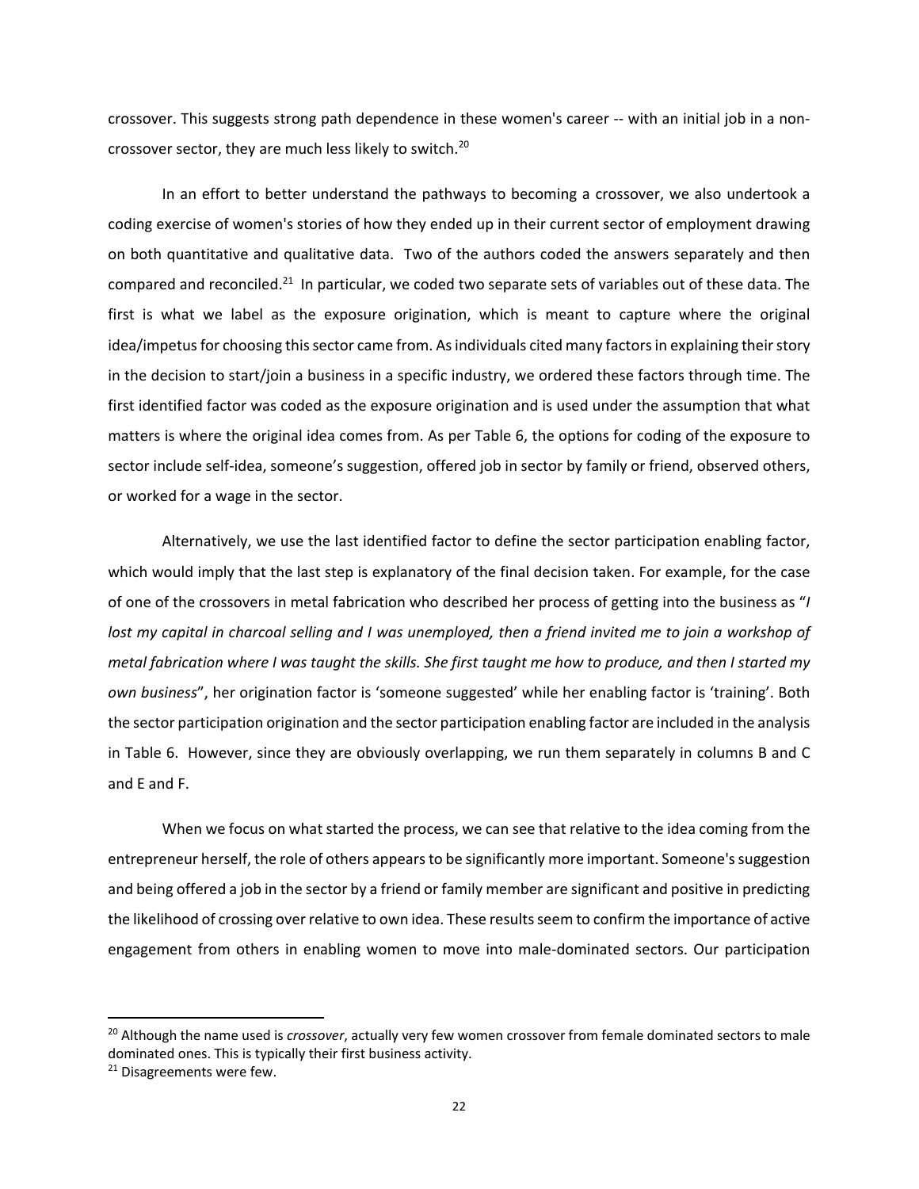crossover. This suggests strong path dependence in these women's career -- with an initial job in a non-crossover sector, they are much less likely to switch.[20]

In an effort to better understand the pathways to becoming a crossover, we also undertook a coding exercise of women's stories of how they ended up in their current sector of employment drawing on both quantitative and qualitative data. Two of the authors coded the answers separately and then compared and reconciled.[21] In particular, we coded two separate sets of variables out of these data. The first is what we label as the exposure origination, which is meant to capture where the original idea/impetus for choosing this sector came from. As individuals cited many factors in explaining their story in the decision to start/join a business in a specific industry, we ordered these factors through time. The first identified factor was coded as the exposure origination and is used under the assumption that what matters is where the original idea comes from. As per Table 6, the options for coding of the exposure to sector include self-idea, someone's suggestion, offered job in sector by family or friend, observed others, or worked for a wage in the sector.

Alternatively, we use the last identified factor to define the sector participation enabling factor, which would imply that the last step is explanatory of the final decision taken. For example, for the case of one of the crossovers in metal fabrication who described her process of getting into the business as "*I lost my capital in charcoal selling and I was unemployed, then a friend invited me to join a workshop of metal fabrication where I was taught the skills. She first taught me how to produce, and then I started my own business*", her origination factor is 'someone suggested' while her enabling factor is 'training'. Both the sector participation origination and the sector participation enabling factor are included in the analysis in Table 6. However, since they are obviously overlapping, we run them separately in columns B and C and E and F.

When we focus on what started the process, we can see that relative to the idea coming from the entrepreneur herself, the role of others appears to be significantly more important. Someone's suggestion and being offered a job in the sector by a friend or family member are significant and positive in predicting the likelihood of crossing over relative to own idea. These results seem to confirm the importance of active engagement from others in enabling women to move into male-dominated sectors. Our participation

[20] Although the name used is *crossover*, actually very few women crossover from female dominated sectors to male dominated ones. This is typically their first business activity.

[21] Disagreements were few.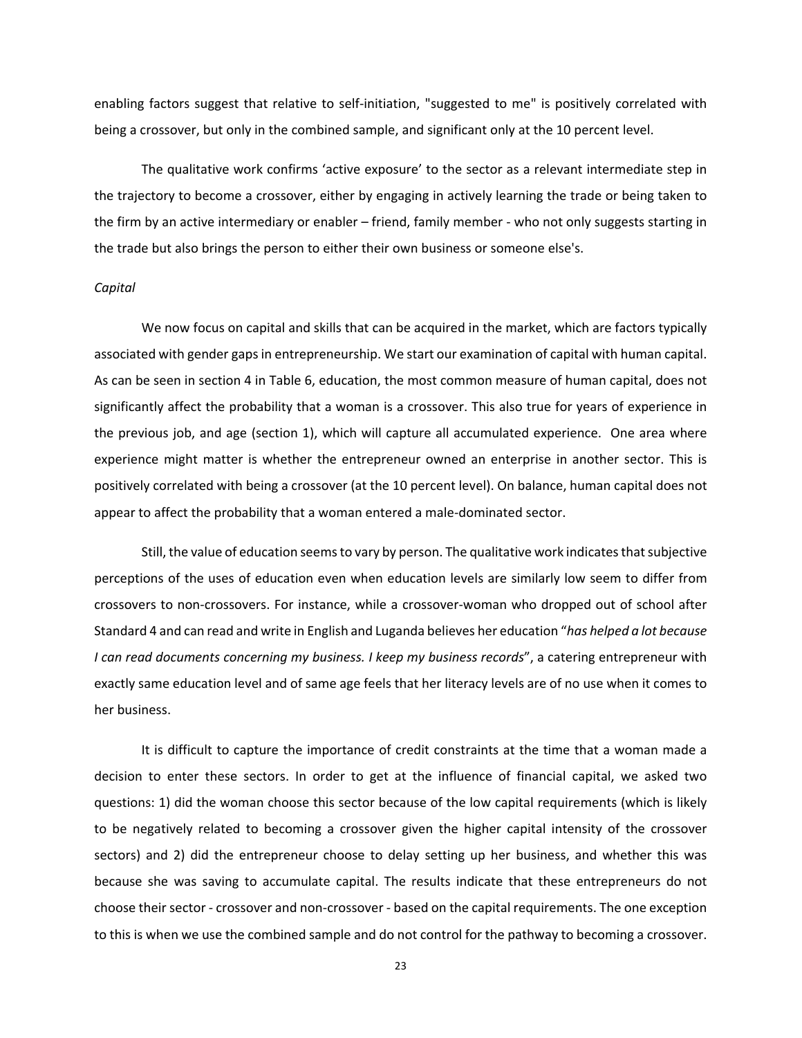enabling factors suggest that relative to self-initiation, "suggested to me" is positively correlated with being a crossover, but only in the combined sample, and significant only at the 10 percent level.

The qualitative work confirms 'active exposure' to the sector as a relevant intermediate step in the trajectory to become a crossover, either by engaging in actively learning the trade or being taken to the firm by an active intermediary or enabler – friend, family member - who not only suggests starting in the trade but also brings the person to either their own business or someone else's.

*Capital*

We now focus on capital and skills that can be acquired in the market, which are factors typically associated with gender gaps in entrepreneurship. We start our examination of capital with human capital. As can be seen in section 4 in Table 6, education, the most common measure of human capital, does not significantly affect the probability that a woman is a crossover. This also true for years of experience in the previous job, and age (section 1), which will capture all accumulated experience. One area where experience might matter is whether the entrepreneur owned an enterprise in another sector. This is positively correlated with being a crossover (at the 10 percent level). On balance, human capital does not appear to affect the probability that a woman entered a male-dominated sector.

Still, the value of education seems to vary by person. The qualitative work indicates that subjective perceptions of the uses of education even when education levels are similarly low seem to differ from crossovers to non-crossovers. For instance, while a crossover-woman who dropped out of school after Standard 4 and can read and write in English and Luganda believes her education "*has helped a lot because I can read documents concerning my business. I keep my business records*", a catering entrepreneur with exactly same education level and of same age feels that her literacy levels are of no use when it comes to her business.

It is difficult to capture the importance of credit constraints at the time that a woman made a decision to enter these sectors. In order to get at the influence of financial capital, we asked two questions: 1) did the woman choose this sector because of the low capital requirements (which is likely to be negatively related to becoming a crossover given the higher capital intensity of the crossover sectors) and 2) did the entrepreneur choose to delay setting up her business, and whether this was because she was saving to accumulate capital. The results indicate that these entrepreneurs do not choose their sector - crossover and non-crossover - based on the capital requirements. The one exception to this is when we use the combined sample and do not control for the pathway to becoming a crossover.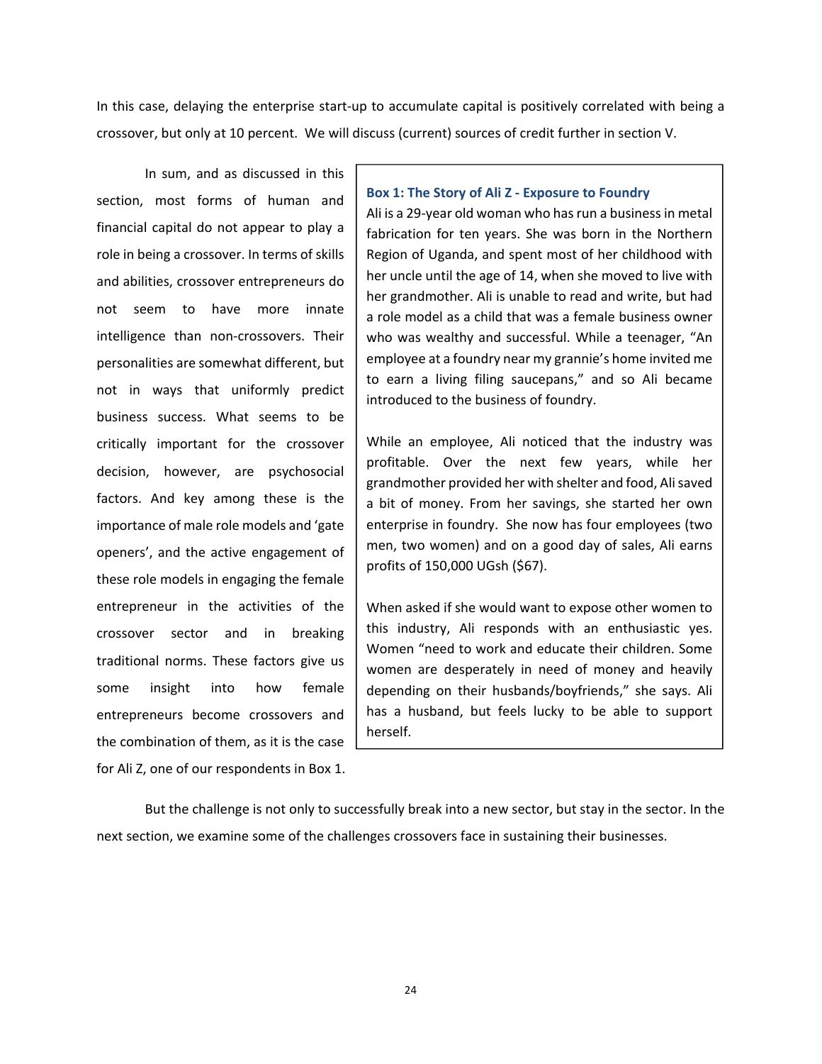In this case, delaying the enterprise start-up to accumulate capital is positively correlated with being a crossover, but only at 10 percent. We will discuss (current) sources of credit further in section V.

In sum, and as discussed in this section, most forms of human and financial capital do not appear to play a role in being a crossover. In terms of skills and abilities, crossover entrepreneurs do not seem to have more innate intelligence than non-crossovers. Their personalities are somewhat different, but not in ways that uniformly predict business success. What seems to be critically important for the crossover decision, however, are psychosocial factors. And key among these is the importance of male role models and 'gate openers', and the active engagement of these role models in engaging the female entrepreneur in the activities of the crossover sector and in breaking traditional norms. These factors give us some insight into how female entrepreneurs become crossovers and the combination of them, as it is the case for Ali Z, one of our respondents in Box 1.

> **Box 1: The Story of Ali Z - Exposure to Foundry**
>
> Ali is a 29-year old woman who has run a business in metal fabrication for ten years. She was born in the Northern Region of Uganda, and spent most of her childhood with her uncle until the age of 14, when she moved to live with her grandmother. Ali is unable to read and write, but had a role model as a child that was a female business owner who was wealthy and successful. While a teenager, "An employee at a foundry near my grannie's home invited me to earn a living filing saucepans," and so Ali became introduced to the business of foundry.
>
> While an employee, Ali noticed that the industry was profitable. Over the next few years, while her grandmother provided her with shelter and food, Ali saved a bit of money. From her savings, she started her own enterprise in foundry. She now has four employees (two men, two women) and on a good day of sales, Ali earns profits of 150,000 UGsh ($67).
>
> When asked if she would want to expose other women to this industry, Ali responds with an enthusiastic yes. Women "need to work and educate their children. Some women are desperately in need of money and heavily depending on their husbands/boyfriends," she says. Ali has a husband, but feels lucky to be able to support herself.

But the challenge is not only to successfully break into a new sector, but stay in the sector. In the next section, we examine some of the challenges crossovers face in sustaining their businesses.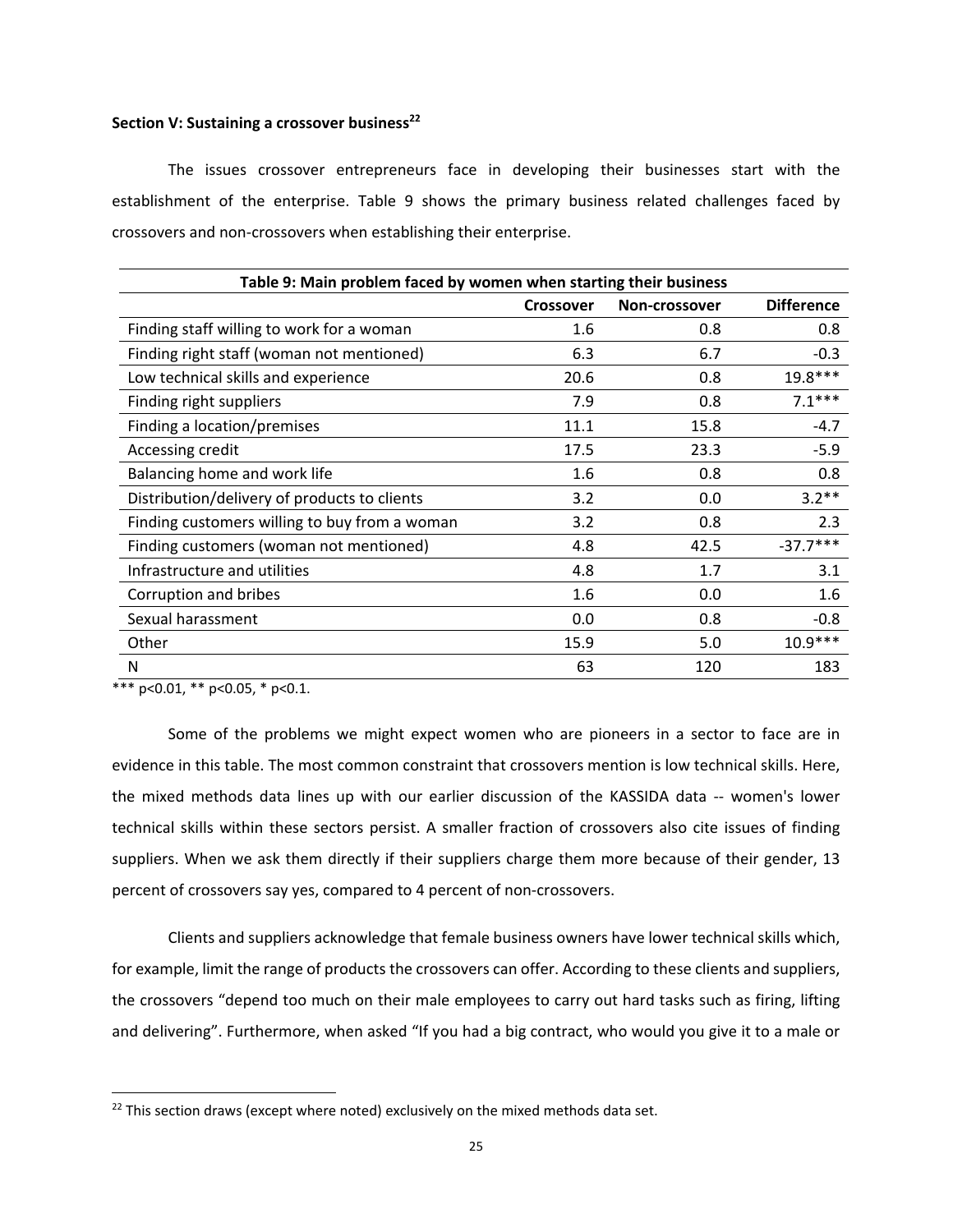### Section V: Sustaining a crossover business[22]

The issues crossover entrepreneurs face in developing their businesses start with the establishment of the enterprise. Table 9 shows the primary business related challenges faced by crossovers and non-crossovers when establishing their enterprise.

| Table 9: Main problem faced by women when starting their business | | | |
|---|---|---|---|
| | Crossover | Non-crossover | Difference |
| Finding staff willing to work for a woman | 1.6 | 0.8 | 0.8 |
| Finding right staff (woman not mentioned) | 6.3 | 6.7 | -0.3 |
| Low technical skills and experience | 20.6 | 0.8 | 19.8*** |
| Finding right suppliers | 7.9 | 0.8 | 7.1*** |
| Finding a location/premises | 11.1 | 15.8 | -4.7 |
| Accessing credit | 17.5 | 23.3 | -5.9 |
| Balancing home and work life | 1.6 | 0.8 | 0.8 |
| Distribution/delivery of products to clients | 3.2 | 0.0 | 3.2** |
| Finding customers willing to buy from a woman | 3.2 | 0.8 | 2.3 |
| Finding customers (woman not mentioned) | 4.8 | 42.5 | -37.7*** |
| Infrastructure and utilities | 4.8 | 1.7 | 3.1 |
| Corruption and bribes | 1.6 | 0.0 | 1.6 |
| Sexual harassment | 0.0 | 0.8 | -0.8 |
| Other | 15.9 | 5.0 | 10.9*** |
| N | 63 | 120 | 183 |

*** p<0.01, ** p<0.05, * p<0.1.

Some of the problems we might expect women who are pioneers in a sector to face are in evidence in this table. The most common constraint that crossovers mention is low technical skills. Here, the mixed methods data lines up with our earlier discussion of the KASSIDA data -- women's lower technical skills within these sectors persist. A smaller fraction of crossovers also cite issues of finding suppliers. When we ask them directly if their suppliers charge them more because of their gender, 13 percent of crossovers say yes, compared to 4 percent of non-crossovers.

Clients and suppliers acknowledge that female business owners have lower technical skills which, for example, limit the range of products the crossovers can offer. According to these clients and suppliers, the crossovers "depend too much on their male employees to carry out hard tasks such as firing, lifting and delivering". Furthermore, when asked "If you had a big contract, who would you give it to a male or

[22] This section draws (except where noted) exclusively on the mixed methods data set.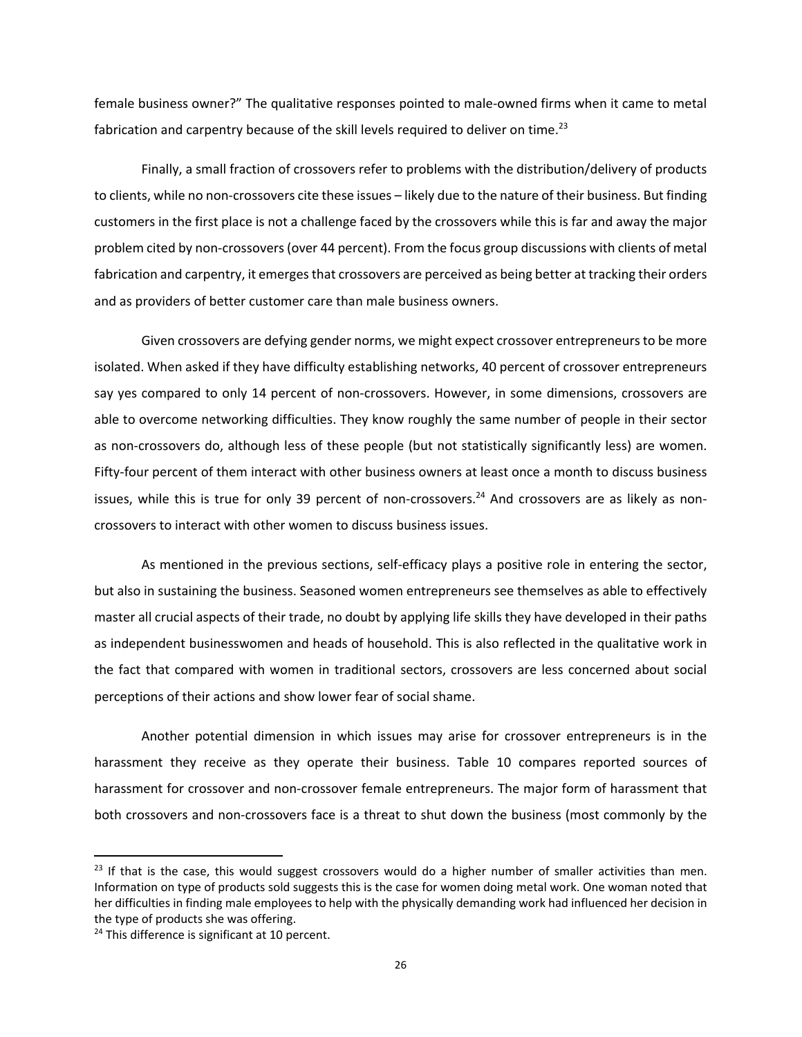female business owner?" The qualitative responses pointed to male-owned firms when it came to metal fabrication and carpentry because of the skill levels required to deliver on time.[23]

Finally, a small fraction of crossovers refer to problems with the distribution/delivery of products to clients, while no non-crossovers cite these issues – likely due to the nature of their business. But finding customers in the first place is not a challenge faced by the crossovers while this is far and away the major problem cited by non-crossovers (over 44 percent). From the focus group discussions with clients of metal fabrication and carpentry, it emerges that crossovers are perceived as being better at tracking their orders and as providers of better customer care than male business owners.

Given crossovers are defying gender norms, we might expect crossover entrepreneurs to be more isolated. When asked if they have difficulty establishing networks, 40 percent of crossover entrepreneurs say yes compared to only 14 percent of non-crossovers. However, in some dimensions, crossovers are able to overcome networking difficulties. They know roughly the same number of people in their sector as non-crossovers do, although less of these people (but not statistically significantly less) are women. Fifty-four percent of them interact with other business owners at least once a month to discuss business issues, while this is true for only 39 percent of non-crossovers.[24] And crossovers are as likely as non-crossovers to interact with other women to discuss business issues.

As mentioned in the previous sections, self-efficacy plays a positive role in entering the sector, but also in sustaining the business. Seasoned women entrepreneurs see themselves as able to effectively master all crucial aspects of their trade, no doubt by applying life skills they have developed in their paths as independent businesswomen and heads of household. This is also reflected in the qualitative work in the fact that compared with women in traditional sectors, crossovers are less concerned about social perceptions of their actions and show lower fear of social shame.

Another potential dimension in which issues may arise for crossover entrepreneurs is in the harassment they receive as they operate their business. Table 10 compares reported sources of harassment for crossover and non-crossover female entrepreneurs. The major form of harassment that both crossovers and non-crossovers face is a threat to shut down the business (most commonly by the

---

[23] If that is the case, this would suggest crossovers would do a higher number of smaller activities than men. Information on type of products sold suggests this is the case for women doing metal work. One woman noted that her difficulties in finding male employees to help with the physically demanding work had influenced her decision in the type of products she was offering.

[24] This difference is significant at 10 percent.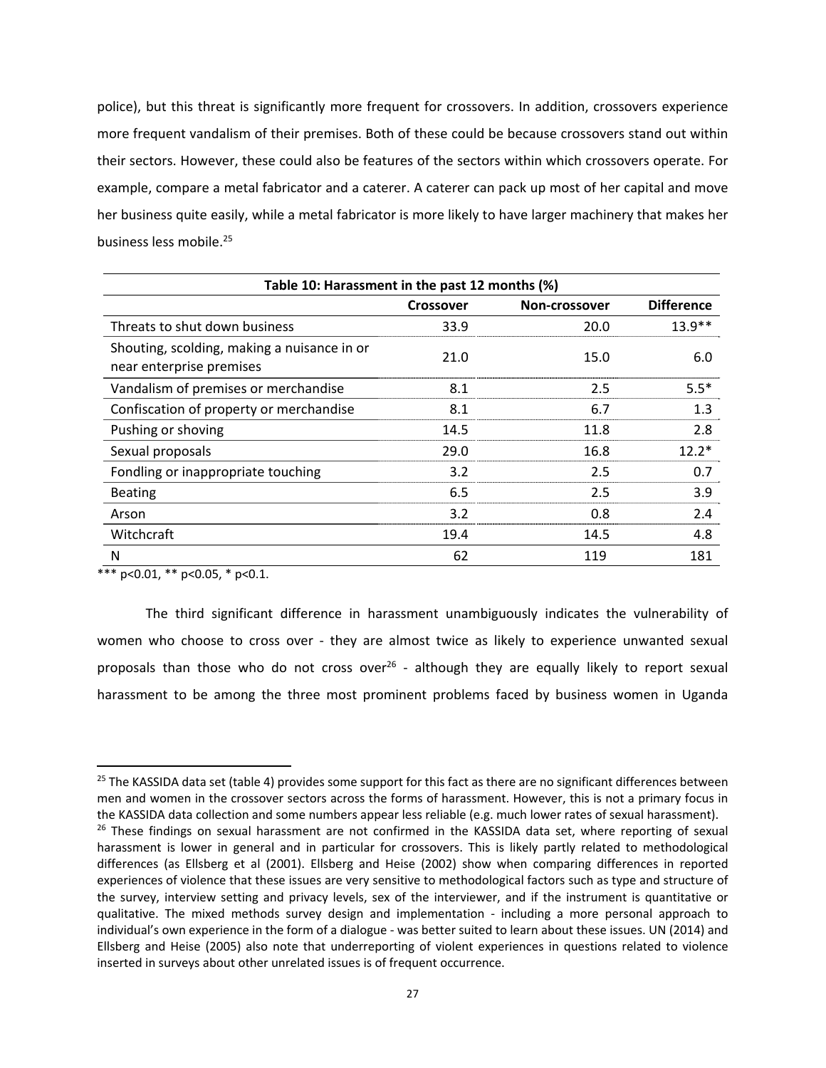police), but this threat is significantly more frequent for crossovers. In addition, crossovers experience more frequent vandalism of their premises. Both of these could be because crossovers stand out within their sectors. However, these could also be features of the sectors within which crossovers operate. For example, compare a metal fabricator and a caterer. A caterer can pack up most of her capital and move her business quite easily, while a metal fabricator is more likely to have larger machinery that makes her business less mobile.[25]

**Table 10: Harassment in the past 12 months (%)**

| | Crossover | Non-crossover | Difference |
|---|---|---|---|
| Threats to shut down business | 33.9 | 20.0 | 13.9** |
| Shouting, scolding, making a nuisance in or near enterprise premises | 21.0 | 15.0 | 6.0 |
| Vandalism of premises or merchandise | 8.1 | 2.5 | 5.5* |
| Confiscation of property or merchandise | 8.1 | 6.7 | 1.3 |
| Pushing or shoving | 14.5 | 11.8 | 2.8 |
| Sexual proposals | 29.0 | 16.8 | 12.2* |
| Fondling or inappropriate touching | 3.2 | 2.5 | 0.7 |
| Beating | 6.5 | 2.5 | 3.9 |
| Arson | 3.2 | 0.8 | 2.4 |
| Witchcraft | 19.4 | 14.5 | 4.8 |
| N | 62 | 119 | 181 |

*** p<0.01, ** p<0.05, * p<0.1.

The third significant difference in harassment unambiguously indicates the vulnerability of women who choose to cross over - they are almost twice as likely to experience unwanted sexual proposals than those who do not cross over[26] - although they are equally likely to report sexual harassment to be among the three most prominent problems faced by business women in Uganda

[25] The KASSIDA data set (table 4) provides some support for this fact as there are no significant differences between men and women in the crossover sectors across the forms of harassment. However, this is not a primary focus in the KASSIDA data collection and some numbers appear less reliable (e.g. much lower rates of sexual harassment).

[26] These findings on sexual harassment are not confirmed in the KASSIDA data set, where reporting of sexual harassment is lower in general and in particular for crossovers. This is likely partly related to methodological differences (as Ellsberg et al (2001). Ellsberg and Heise (2002) show when comparing differences in reported experiences of violence that these issues are very sensitive to methodological factors such as type and structure of the survey, interview setting and privacy levels, sex of the interviewer, and if the instrument is quantitative or qualitative. The mixed methods survey design and implementation - including a more personal approach to individual's own experience in the form of a dialogue - was better suited to learn about these issues. UN (2014) and Ellsberg and Heise (2005) also note that underreporting of violent experiences in questions related to violence inserted in surveys about other unrelated issues is of frequent occurrence.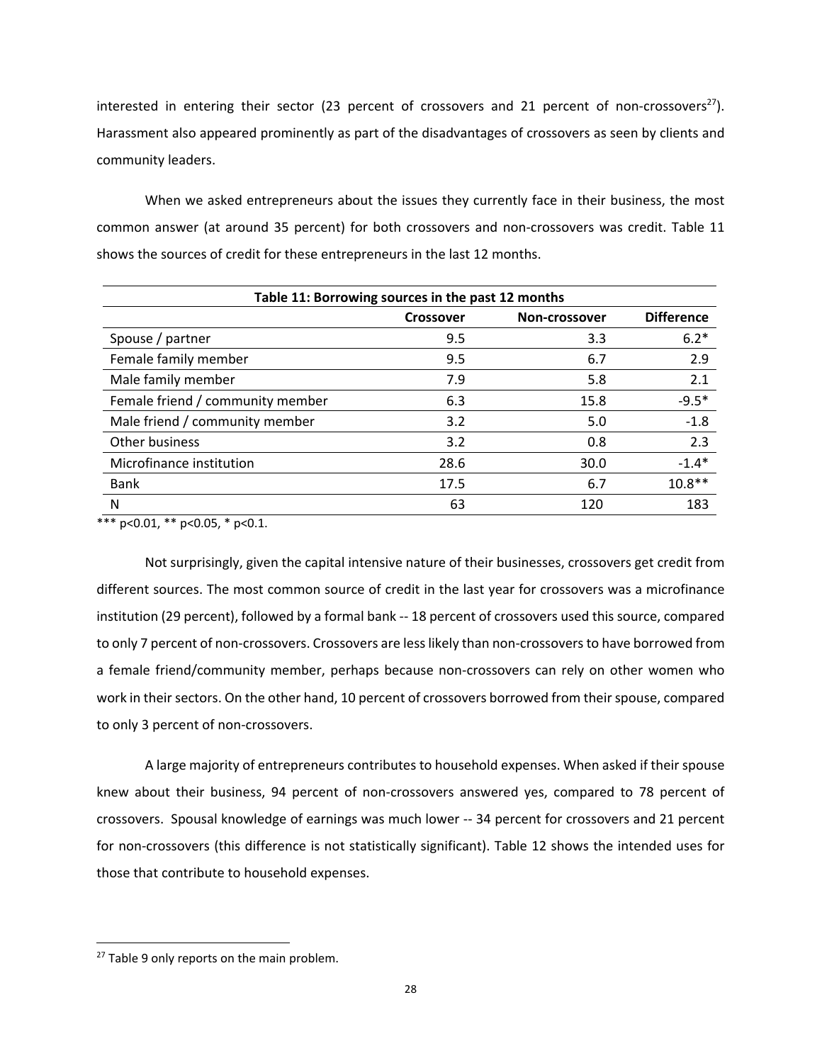interested in entering their sector (23 percent of crossovers and 21 percent of non-crossovers[27]). Harassment also appeared prominently as part of the disadvantages of crossovers as seen by clients and community leaders.

When we asked entrepreneurs about the issues they currently face in their business, the most common answer (at around 35 percent) for both crossovers and non-crossovers was credit. Table 11 shows the sources of credit for these entrepreneurs in the last 12 months.

**Table 11: Borrowing sources in the past 12 months**

| | Crossover | Non-crossover | Difference |
|---|---|---|---|
| Spouse / partner | 9.5 | 3.3 | 6.2* |
| Female family member | 9.5 | 6.7 | 2.9 |
| Male family member | 7.9 | 5.8 | 2.1 |
| Female friend / community member | 6.3 | 15.8 | -9.5* |
| Male friend / community member | 3.2 | 5.0 | -1.8 |
| Other business | 3.2 | 0.8 | 2.3 |
| Microfinance institution | 28.6 | 30.0 | -1.4* |
| Bank | 17.5 | 6.7 | 10.8** |
| N | 63 | 120 | 183 |

*** p<0.01, ** p<0.05, * p<0.1.

Not surprisingly, given the capital intensive nature of their businesses, crossovers get credit from different sources. The most common source of credit in the last year for crossovers was a microfinance institution (29 percent), followed by a formal bank -- 18 percent of crossovers used this source, compared to only 7 percent of non-crossovers. Crossovers are less likely than non-crossovers to have borrowed from a female friend/community member, perhaps because non-crossovers can rely on other women who work in their sectors. On the other hand, 10 percent of crossovers borrowed from their spouse, compared to only 3 percent of non-crossovers.

A large majority of entrepreneurs contributes to household expenses. When asked if their spouse knew about their business, 94 percent of non-crossovers answered yes, compared to 78 percent of crossovers. Spousal knowledge of earnings was much lower -- 34 percent for crossovers and 21 percent for non-crossovers (this difference is not statistically significant). Table 12 shows the intended uses for those that contribute to household expenses.

[27] Table 9 only reports on the main problem.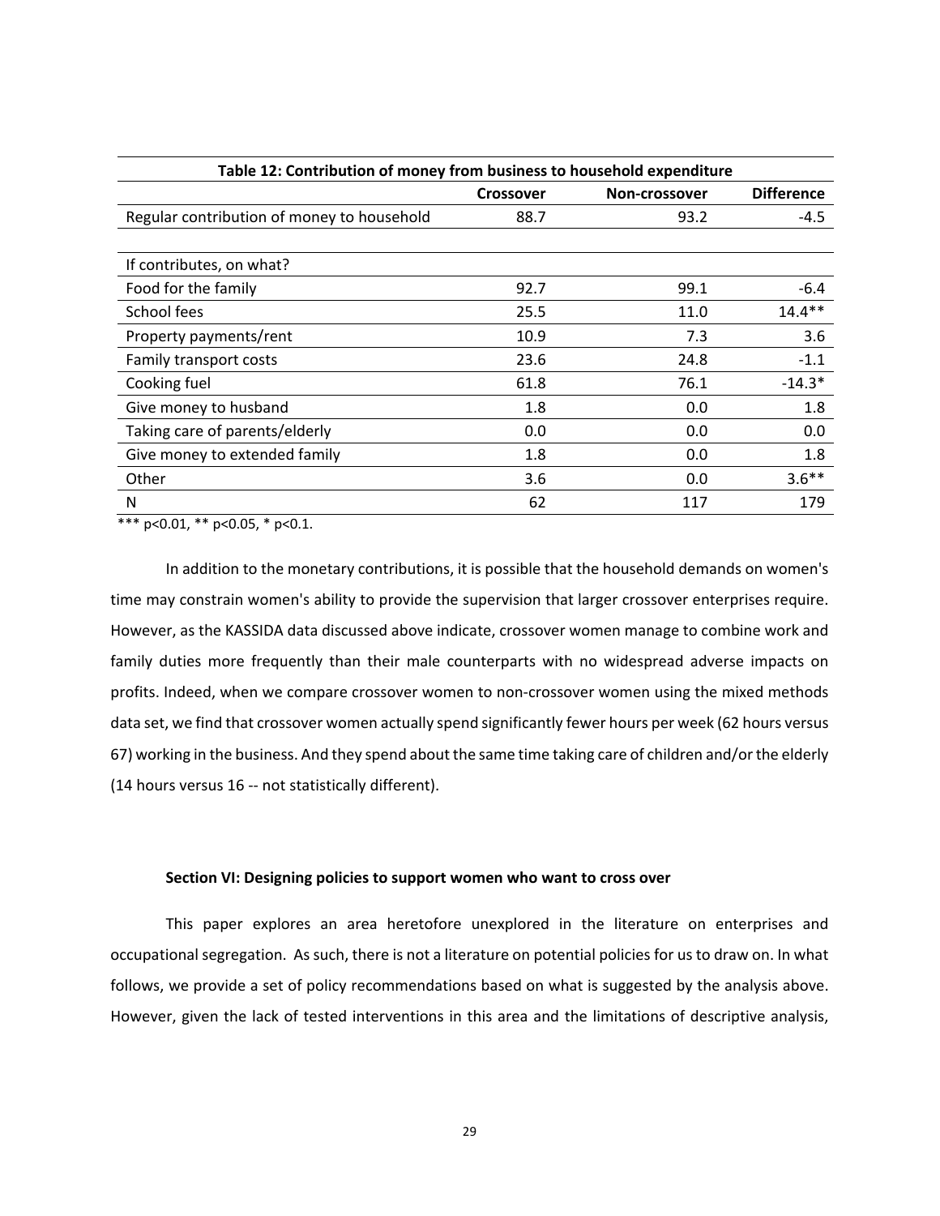**Table 12: Contribution of money from business to household expenditure**

| | Crossover | Non-crossover | Difference |
|---|---|---|---|
| Regular contribution of money to household | 88.7 | 93.2 | -4.5 |
| | | | |
| If contributes, on what? | | | |
| Food for the family | 92.7 | 99.1 | -6.4 |
| School fees | 25.5 | 11.0 | 14.4** |
| Property payments/rent | 10.9 | 7.3 | 3.6 |
| Family transport costs | 23.6 | 24.8 | -1.1 |
| Cooking fuel | 61.8 | 76.1 | -14.3* |
| Give money to husband | 1.8 | 0.0 | 1.8 |
| Taking care of parents/elderly | 0.0 | 0.0 | 0.0 |
| Give money to extended family | 1.8 | 0.0 | 1.8 |
| Other | 3.6 | 0.0 | 3.6** |
| N | 62 | 117 | 179 |

*** p<0.01, ** p<0.05, * p<0.1.

In addition to the monetary contributions, it is possible that the household demands on women's time may constrain women's ability to provide the supervision that larger crossover enterprises require. However, as the KASSIDA data discussed above indicate, crossover women manage to combine work and family duties more frequently than their male counterparts with no widespread adverse impacts on profits. Indeed, when we compare crossover women to non-crossover women using the mixed methods data set, we find that crossover women actually spend significantly fewer hours per week (62 hours versus 67) working in the business. And they spend about the same time taking care of children and/or the elderly (14 hours versus 16 -- not statistically different).

### Section VI: Designing policies to support women who want to cross over

This paper explores an area heretofore unexplored in the literature on enterprises and occupational segregation. As such, there is not a literature on potential policies for us to draw on. In what follows, we provide a set of policy recommendations based on what is suggested by the analysis above. However, given the lack of tested interventions in this area and the limitations of descriptive analysis,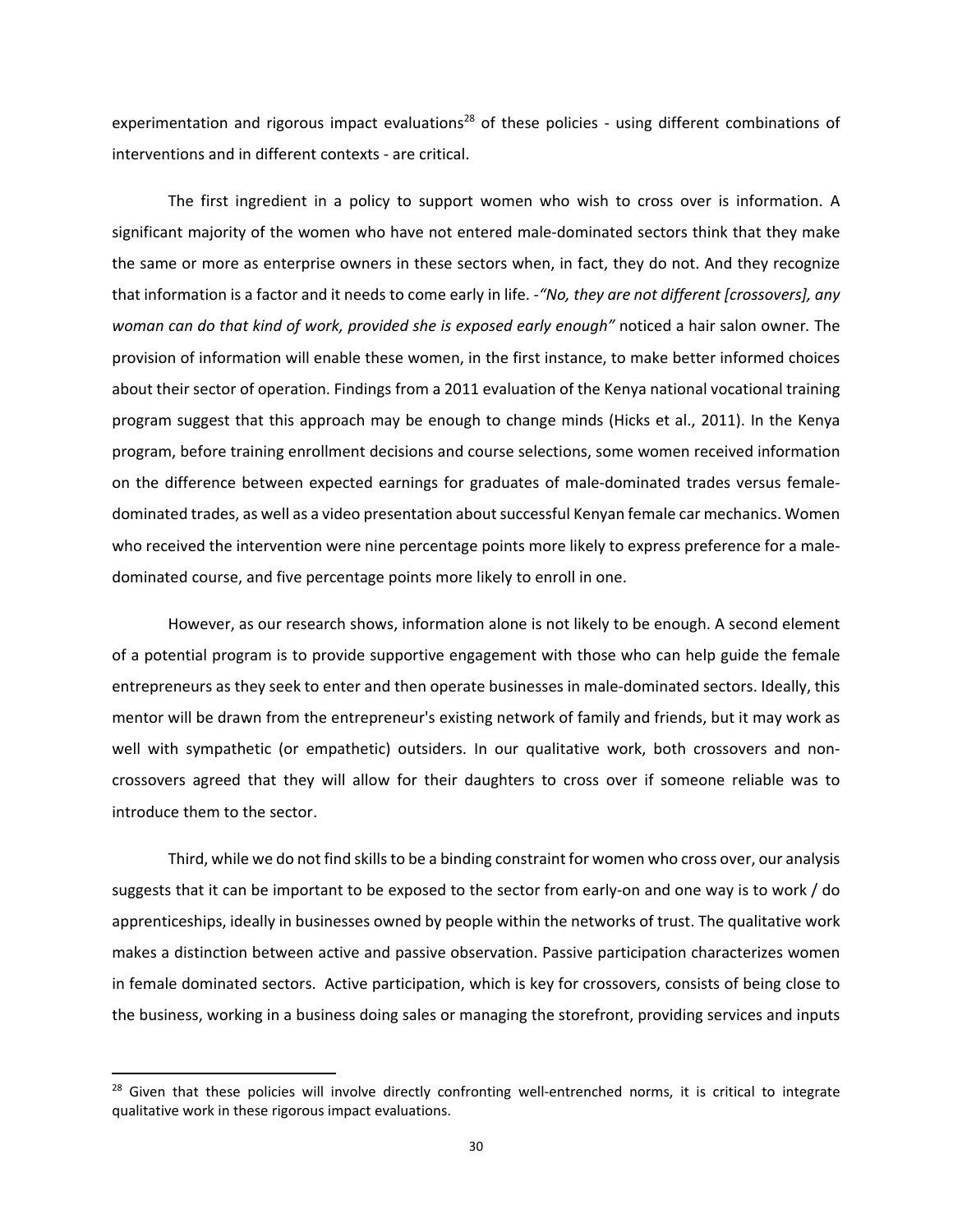experimentation and rigorous impact evaluations[28] of these policies - using different combinations of interventions and in different contexts - are critical.

The first ingredient in a policy to support women who wish to cross over is information. A significant majority of the women who have not entered male-dominated sectors think that they make the same or more as enterprise owners in these sectors when, in fact, they do not. And they recognize that information is a factor and it needs to come early in life. -*"No, they are not different [crossovers], any woman can do that kind of work, provided she is exposed early enough"* noticed a hair salon owner. The provision of information will enable these women, in the first instance, to make better informed choices about their sector of operation. Findings from a 2011 evaluation of the Kenya national vocational training program suggest that this approach may be enough to change minds (Hicks et al., 2011). In the Kenya program, before training enrollment decisions and course selections, some women received information on the difference between expected earnings for graduates of male-dominated trades versus female-dominated trades, as well as a video presentation about successful Kenyan female car mechanics. Women who received the intervention were nine percentage points more likely to express preference for a male-dominated course, and five percentage points more likely to enroll in one.

However, as our research shows, information alone is not likely to be enough. A second element of a potential program is to provide supportive engagement with those who can help guide the female entrepreneurs as they seek to enter and then operate businesses in male-dominated sectors. Ideally, this mentor will be drawn from the entrepreneur's existing network of family and friends, but it may work as well with sympathetic (or empathetic) outsiders. In our qualitative work, both crossovers and non-crossovers agreed that they will allow for their daughters to cross over if someone reliable was to introduce them to the sector.

Third, while we do not find skills to be a binding constraint for women who cross over, our analysis suggests that it can be important to be exposed to the sector from early-on and one way is to work / do apprenticeships, ideally in businesses owned by people within the networks of trust. The qualitative work makes a distinction between active and passive observation. Passive participation characterizes women in female dominated sectors. Active participation, which is key for crossovers, consists of being close to the business, working in a business doing sales or managing the storefront, providing services and inputs

[28] Given that these policies will involve directly confronting well-entrenched norms, it is critical to integrate qualitative work in these rigorous impact evaluations.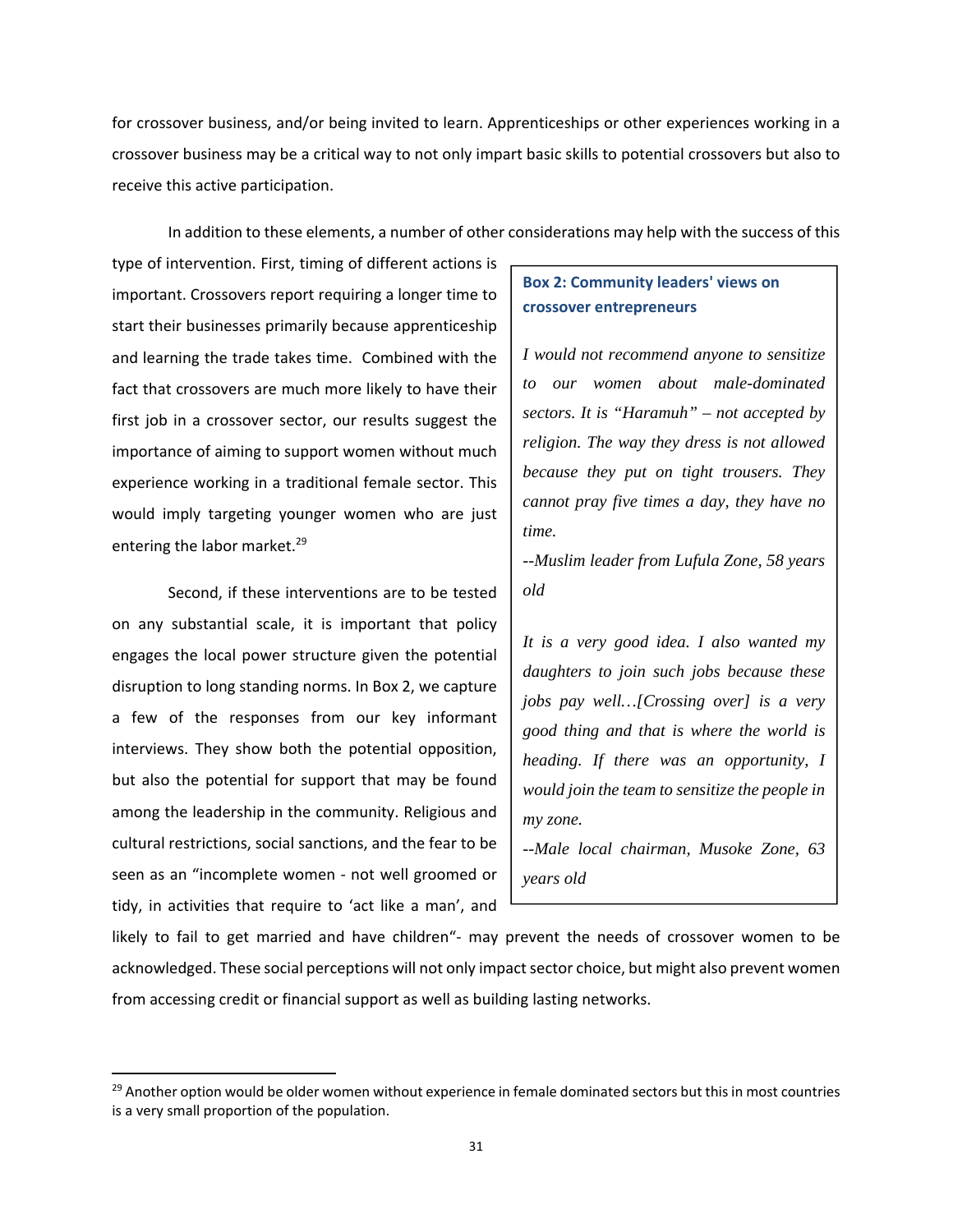for crossover business, and/or being invited to learn. Apprenticeships or other experiences working in a crossover business may be a critical way to not only impart basic skills to potential crossovers but also to receive this active participation.

In addition to these elements, a number of other considerations may help with the success of this type of intervention. First, timing of different actions is important. Crossovers report requiring a longer time to start their businesses primarily because apprenticeship and learning the trade takes time. Combined with the fact that crossovers are much more likely to have their first job in a crossover sector, our results suggest the importance of aiming to support women without much experience working in a traditional female sector. This would imply targeting younger women who are just entering the labor market.[29]

Second, if these interventions are to be tested on any substantial scale, it is important that policy engages the local power structure given the potential disruption to long standing norms. In Box 2, we capture a few of the responses from our key informant interviews. They show both the potential opposition, but also the potential for support that may be found among the leadership in the community. Religious and cultural restrictions, social sanctions, and the fear to be seen as an "incomplete women - not well groomed or tidy, in activities that require to 'act like a man', and likely to fail to get married and have children"- may prevent the needs of crossover women to be acknowledged. These social perceptions will not only impact sector choice, but might also prevent women from accessing credit or financial support as well as building lasting networks.

> **Box 2: Community leaders' views on crossover entrepreneurs**
>
> *I would not recommend anyone to sensitize to our women about male-dominated sectors. It is "Haramuh" – not accepted by religion. The way they dress is not allowed because they put on tight trousers. They cannot pray five times a day, they have no time.*
>
> *--Muslim leader from Lufula Zone, 58 years old*
>
> *It is a very good idea. I also wanted my daughters to join such jobs because these jobs pay well…[Crossing over] is a very good thing and that is where the world is heading. If there was an opportunity, I would join the team to sensitize the people in my zone.*
>
> *--Male local chairman, Musoke Zone, 63 years old*

[29] Another option would be older women without experience in female dominated sectors but this in most countries is a very small proportion of the population.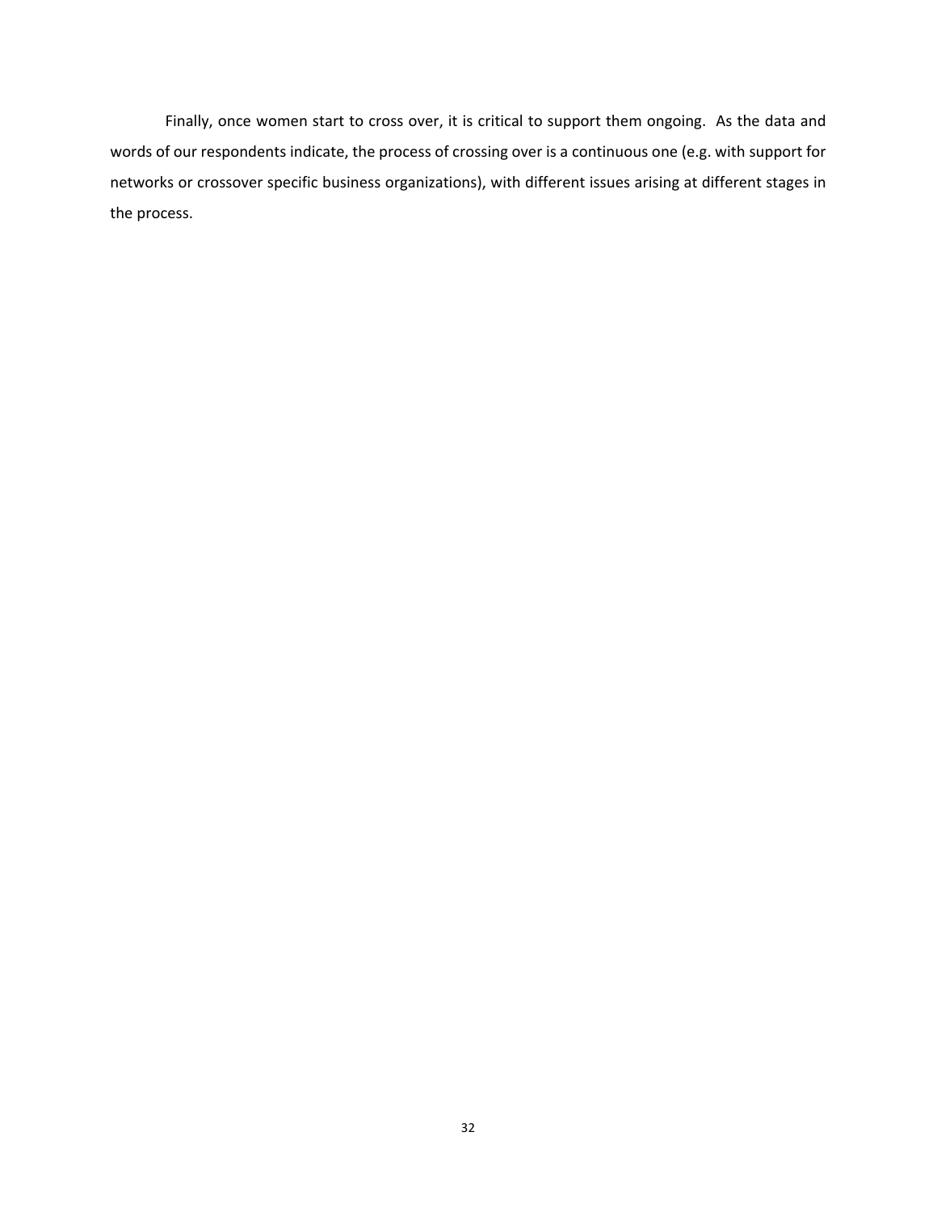Finally, once women start to cross over, it is critical to support them ongoing. As the data and words of our respondents indicate, the process of crossing over is a continuous one (e.g. with support for networks or crossover specific business organizations), with different issues arising at different stages in the process.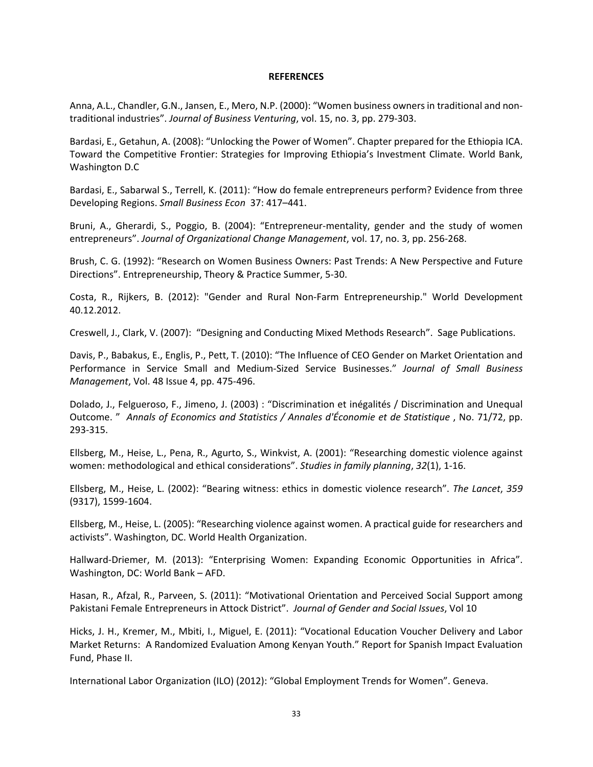**REFERENCES**

Anna, A.L., Chandler, G.N., Jansen, E., Mero, N.P. (2000): "Women business owners in traditional and non-traditional industries". *Journal of Business Venturing*, vol. 15, no. 3, pp. 279-303.

Bardasi, E., Getahun, A. (2008): "Unlocking the Power of Women". Chapter prepared for the Ethiopia ICA. Toward the Competitive Frontier: Strategies for Improving Ethiopia's Investment Climate. World Bank, Washington D.C

Bardasi, E., Sabarwal S., Terrell, K. (2011): "How do female entrepreneurs perform? Evidence from three Developing Regions. *Small Business Econ* 37: 417–441.

Bruni, A., Gherardi, S., Poggio, B. (2004): "Entrepreneur-mentality, gender and the study of women entrepreneurs". *Journal of Organizational Change Management*, vol. 17, no. 3, pp. 256-268.

Brush, C. G. (1992): "Research on Women Business Owners: Past Trends: A New Perspective and Future Directions". Entrepreneurship, Theory & Practice Summer, 5-30.

Costa, R., Rijkers, B. (2012): "Gender and Rural Non-Farm Entrepreneurship." World Development 40.12.2012.

Creswell, J., Clark, V. (2007): "Designing and Conducting Mixed Methods Research". Sage Publications.

Davis, P., Babakus, E., Englis, P., Pett, T. (2010): "The Influence of CEO Gender on Market Orientation and Performance in Service Small and Medium-Sized Service Businesses." *Journal of Small Business Management*, Vol. 48 Issue 4, pp. 475-496.

Dolado, J., Felgueroso, F., Jimeno, J. (2003) : "Discrimination et inégalités / Discrimination and Unequal Outcome. " *Annals of Economics and Statistics / Annales d'Économie et de Statistique* , No. 71/72, pp. 293-315.

Ellsberg, M., Heise, L., Pena, R., Agurto, S., Winkvist, A. (2001): "Researching domestic violence against women: methodological and ethical considerations". *Studies in family planning*, *32*(1), 1-16.

Ellsberg, M., Heise, L. (2002): "Bearing witness: ethics in domestic violence research". *The Lancet*, *359* (9317), 1599-1604.

Ellsberg, M., Heise, L. (2005): "Researching violence against women. A practical guide for researchers and activists". Washington, DC. World Health Organization.

Hallward-Driemer, M. (2013): "Enterprising Women: Expanding Economic Opportunities in Africa". Washington, DC: World Bank – AFD.

Hasan, R., Afzal, R., Parveen, S. (2011): "Motivational Orientation and Perceived Social Support among Pakistani Female Entrepreneurs in Attock District". *Journal of Gender and Social Issues*, Vol 10

Hicks, J. H., Kremer, M., Mbiti, I., Miguel, E. (2011): "Vocational Education Voucher Delivery and Labor Market Returns: A Randomized Evaluation Among Kenyan Youth." Report for Spanish Impact Evaluation Fund, Phase II.

International Labor Organization (ILO) (2012): "Global Employment Trends for Women". Geneva.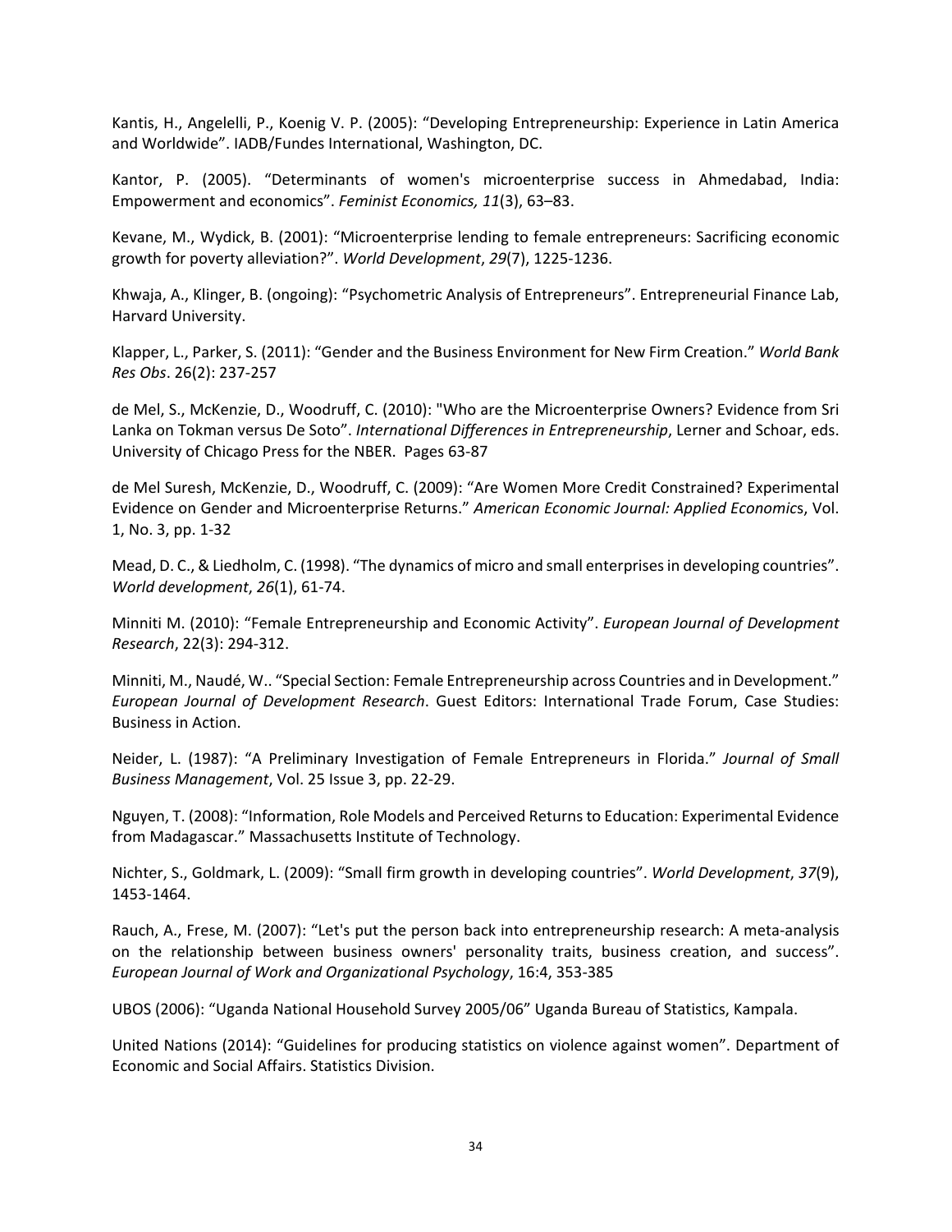Kantis, H., Angelelli, P., Koenig V. P. (2005): “Developing Entrepreneurship: Experience in Latin America and Worldwide”. IADB/Fundes International, Washington, DC.

Kantor, P. (2005). “Determinants of women's microenterprise success in Ahmedabad, India: Empowerment and economics”. *Feminist Economics, 11*(3), 63–83.

Kevane, M., Wydick, B. (2001): “Microenterprise lending to female entrepreneurs: Sacrificing economic growth for poverty alleviation?”. *World Development*, *29*(7), 1225-1236.

Khwaja, A., Klinger, B. (ongoing): “Psychometric Analysis of Entrepreneurs”. Entrepreneurial Finance Lab, Harvard University.

Klapper, L., Parker, S. (2011): “Gender and the Business Environment for New Firm Creation.” *World Bank Res Obs*. 26(2): 237-257

de Mel, S., McKenzie, D., Woodruff, C. (2010): "Who are the Microenterprise Owners? Evidence from Sri Lanka on Tokman versus De Soto”. *International Differences in Entrepreneurship*, Lerner and Schoar, eds. University of Chicago Press for the NBER. Pages 63-87

de Mel Suresh, McKenzie, D., Woodruff, C. (2009): “Are Women More Credit Constrained? Experimental Evidence on Gender and Microenterprise Returns.” *American Economic Journal: Applied Economics*, Vol. 1, No. 3, pp. 1-32

Mead, D. C., & Liedholm, C. (1998). “The dynamics of micro and small enterprises in developing countries”. *World development*, *26*(1), 61-74.

Minniti M. (2010): “Female Entrepreneurship and Economic Activity”. *European Journal of Development Research*, 22(3): 294-312.

Minniti, M., Naudé, W.. “Special Section: Female Entrepreneurship across Countries and in Development.” *European Journal of Development Research*. Guest Editors: International Trade Forum, Case Studies: Business in Action.

Neider, L. (1987): “A Preliminary Investigation of Female Entrepreneurs in Florida.” *Journal of Small Business Management*, Vol. 25 Issue 3, pp. 22-29.

Nguyen, T. (2008): “Information, Role Models and Perceived Returns to Education: Experimental Evidence from Madagascar.” Massachusetts Institute of Technology.

Nichter, S., Goldmark, L. (2009): “Small firm growth in developing countries”. *World Development*, *37*(9), 1453-1464.

Rauch, A., Frese, M. (2007): “Let's put the person back into entrepreneurship research: A meta-analysis on the relationship between business owners' personality traits, business creation, and success”. *European Journal of Work and Organizational Psychology*, 16:4, 353-385

UBOS (2006): “Uganda National Household Survey 2005/06” Uganda Bureau of Statistics, Kampala.

United Nations (2014): “Guidelines for producing statistics on violence against women”. Department of Economic and Social Affairs. Statistics Division.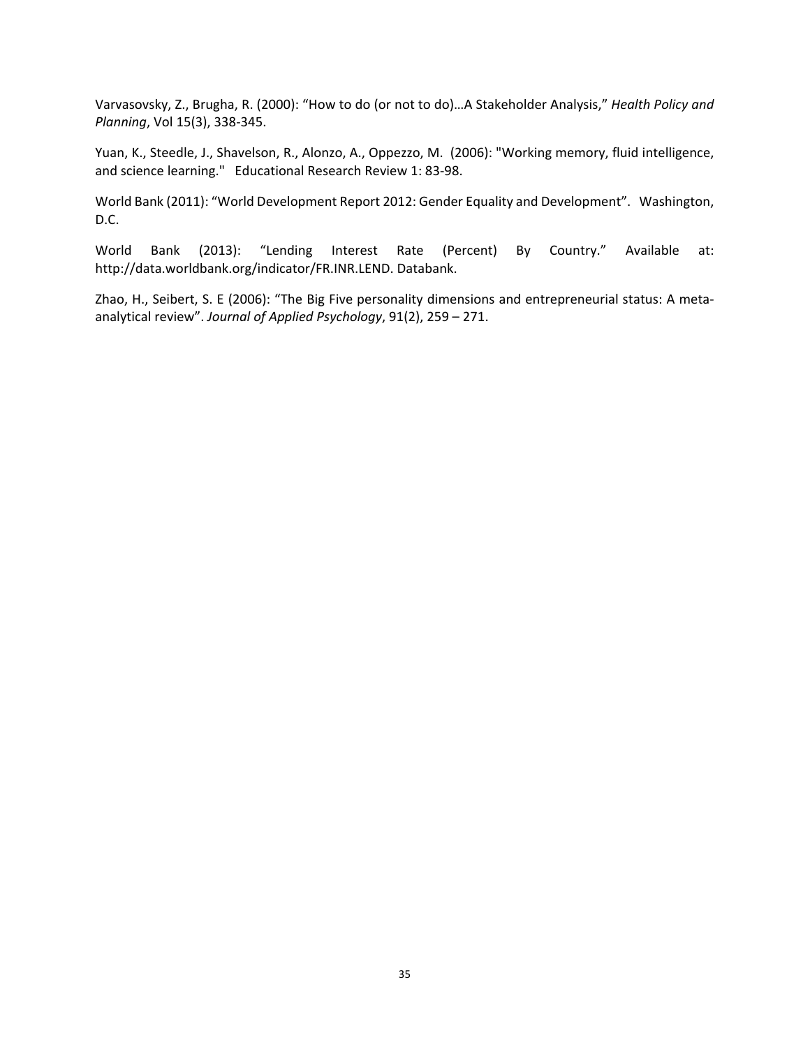Varvasovsky, Z., Brugha, R. (2000): “How to do (or not to do)…A Stakeholder Analysis,” *Health Policy and Planning*, Vol 15(3), 338-345.

Yuan, K., Steedle, J., Shavelson, R., Alonzo, A., Oppezzo, M. (2006): "Working memory, fluid intelligence, and science learning." Educational Research Review 1: 83-98.

World Bank (2011): “World Development Report 2012: Gender Equality and Development”. Washington, D.C.

World Bank (2013): “Lending Interest Rate (Percent) By Country.” Available at: http://data.worldbank.org/indicator/FR.INR.LEND. Databank.

Zhao, H., Seibert, S. E (2006): “The Big Five personality dimensions and entrepreneurial status: A meta-analytical review”. *Journal of Applied Psychology*, 91(2), 259 – 271.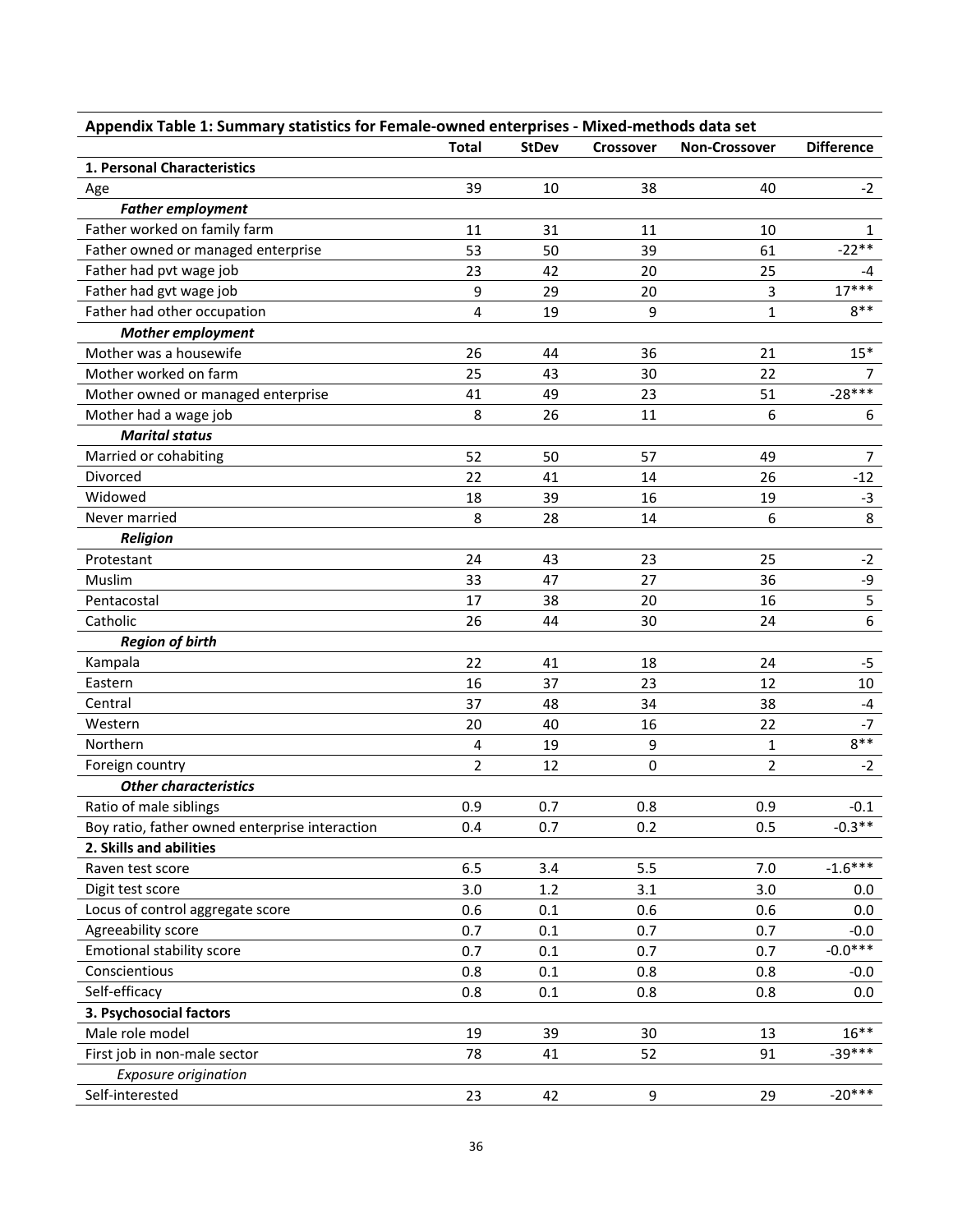**Appendix Table 1: Summary statistics for Female-owned enterprises - Mixed-methods data set**

| | Total | StDev | Crossover | Non-Crossover | Difference |
|---|---|---|---|---|---|
| **1. Personal Characteristics** | | | | | |
| Age | 39 | 10 | 38 | 40 | -2 |
| ***Father employment*** | | | | | |
| Father worked on family farm | 11 | 31 | 11 | 10 | 1 |
| Father owned or managed enterprise | 53 | 50 | 39 | 61 | -22** |
| Father had pvt wage job | 23 | 42 | 20 | 25 | -4 |
| Father had gvt wage job | 9 | 29 | 20 | 3 | 17*** |
| Father had other occupation | 4 | 19 | 9 | 1 | 8** |
| ***Mother employment*** | | | | | |
| Mother was a housewife | 26 | 44 | 36 | 21 | 15* |
| Mother worked on farm | 25 | 43 | 30 | 22 | 7 |
| Mother owned or managed enterprise | 41 | 49 | 23 | 51 | -28*** |
| Mother had a wage job | 8 | 26 | 11 | 6 | 6 |
| ***Marital status*** | | | | | |
| Married or cohabiting | 52 | 50 | 57 | 49 | 7 |
| Divorced | 22 | 41 | 14 | 26 | -12 |
| Widowed | 18 | 39 | 16 | 19 | -3 |
| Never married | 8 | 28 | 14 | 6 | 8 |
| ***Religion*** | | | | | |
| Protestant | 24 | 43 | 23 | 25 | -2 |
| Muslim | 33 | 47 | 27 | 36 | -9 |
| Pentacostal | 17 | 38 | 20 | 16 | 5 |
| Catholic | 26 | 44 | 30 | 24 | 6 |
| ***Region of birth*** | | | | | |
| Kampala | 22 | 41 | 18 | 24 | -5 |
| Eastern | 16 | 37 | 23 | 12 | 10 |
| Central | 37 | 48 | 34 | 38 | -4 |
| Western | 20 | 40 | 16 | 22 | -7 |
| Northern | 4 | 19 | 9 | 1 | 8** |
| Foreign country | 2 | 12 | 0 | 2 | -2 |
| ***Other characteristics*** | | | | | |
| Ratio of male siblings | 0.9 | 0.7 | 0.8 | 0.9 | -0.1 |
| Boy ratio, father owned enterprise interaction | 0.4 | 0.7 | 0.2 | 0.5 | -0.3** |
| **2. Skills and abilities** | | | | | |
| Raven test score | 6.5 | 3.4 | 5.5 | 7.0 | -1.6*** |
| Digit test score | 3.0 | 1.2 | 3.1 | 3.0 | 0.0 |
| Locus of control aggregate score | 0.6 | 0.1 | 0.6 | 0.6 | 0.0 |
| Agreeability score | 0.7 | 0.1 | 0.7 | 0.7 | -0.0 |
| Emotional stability score | 0.7 | 0.1 | 0.7 | 0.7 | -0.0*** |
| Conscientious | 0.8 | 0.1 | 0.8 | 0.8 | -0.0 |
| Self-efficacy | 0.8 | 0.1 | 0.8 | 0.8 | 0.0 |
| **3. Psychosocial factors** | | | | | |
| Male role model | 19 | 39 | 30 | 13 | 16** |
| First job in non-male sector | 78 | 41 | 52 | 91 | -39*** |
| *Exposure origination* | | | | | |
| Self-interested | 23 | 42 | 9 | 29 | -20*** |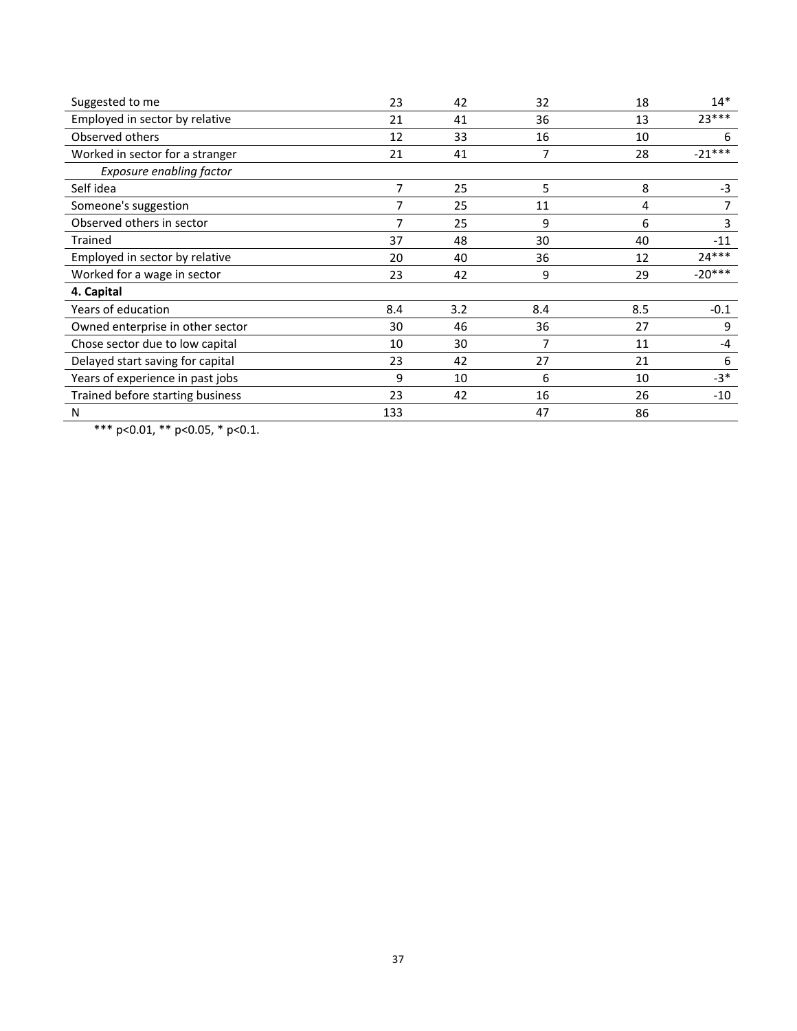| | | | | | |
|---|---|---|---|---|---|
| Suggested to me | 23 | 42 | 32 | 18 | 14* |
| Employed in sector by relative | 21 | 41 | 36 | 13 | 23*** |
| Observed others | 12 | 33 | 16 | 10 | 6 |
| Worked in sector for a stranger | 21 | 41 | 7 | 28 | -21*** |
| *Exposure enabling factor* | | | | | |
| Self idea | 7 | 25 | 5 | 8 | -3 |
| Someone's suggestion | 7 | 25 | 11 | 4 | 7 |
| Observed others in sector | 7 | 25 | 9 | 6 | 3 |
| Trained | 37 | 48 | 30 | 40 | -11 |
| Employed in sector by relative | 20 | 40 | 36 | 12 | 24*** |
| Worked for a wage in sector | 23 | 42 | 9 | 29 | -20*** |
| **4. Capital** | | | | | |
| Years of education | 8.4 | 3.2 | 8.4 | 8.5 | -0.1 |
| Owned enterprise in other sector | 30 | 46 | 36 | 27 | 9 |
| Chose sector due to low capital | 10 | 30 | 7 | 11 | -4 |
| Delayed start saving for capital | 23 | 42 | 27 | 21 | 6 |
| Years of experience in past jobs | 9 | 10 | 6 | 10 | -3* |
| Trained before starting business | 23 | 42 | 16 | 26 | -10 |
| N | 133 | | 47 | 86 | |

*** p<0.01, ** p<0.05, * p<0.1.